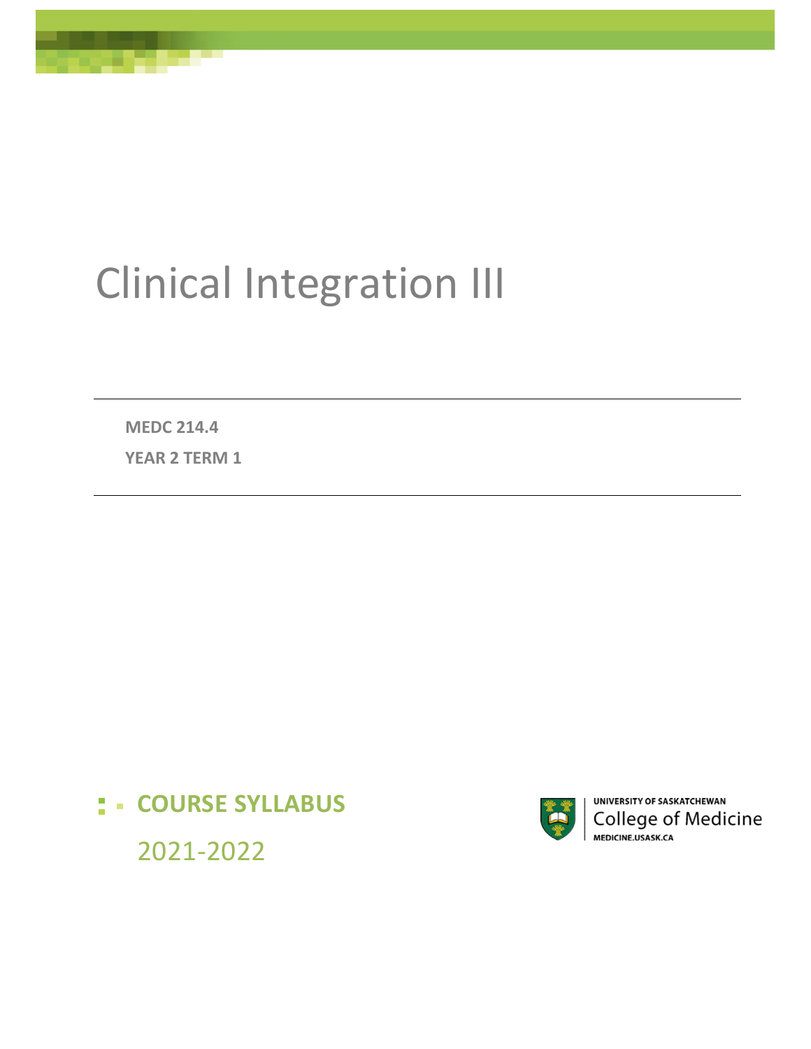# Clinical Integration III

**MEDC 214.4**

**YEAR 2 TERM 1**

**COURSE SYLLABUS**

2021-2022

UNIVERSITY OF SASKATCHEWAN
College of Medicine
MEDICINE.USASK.CA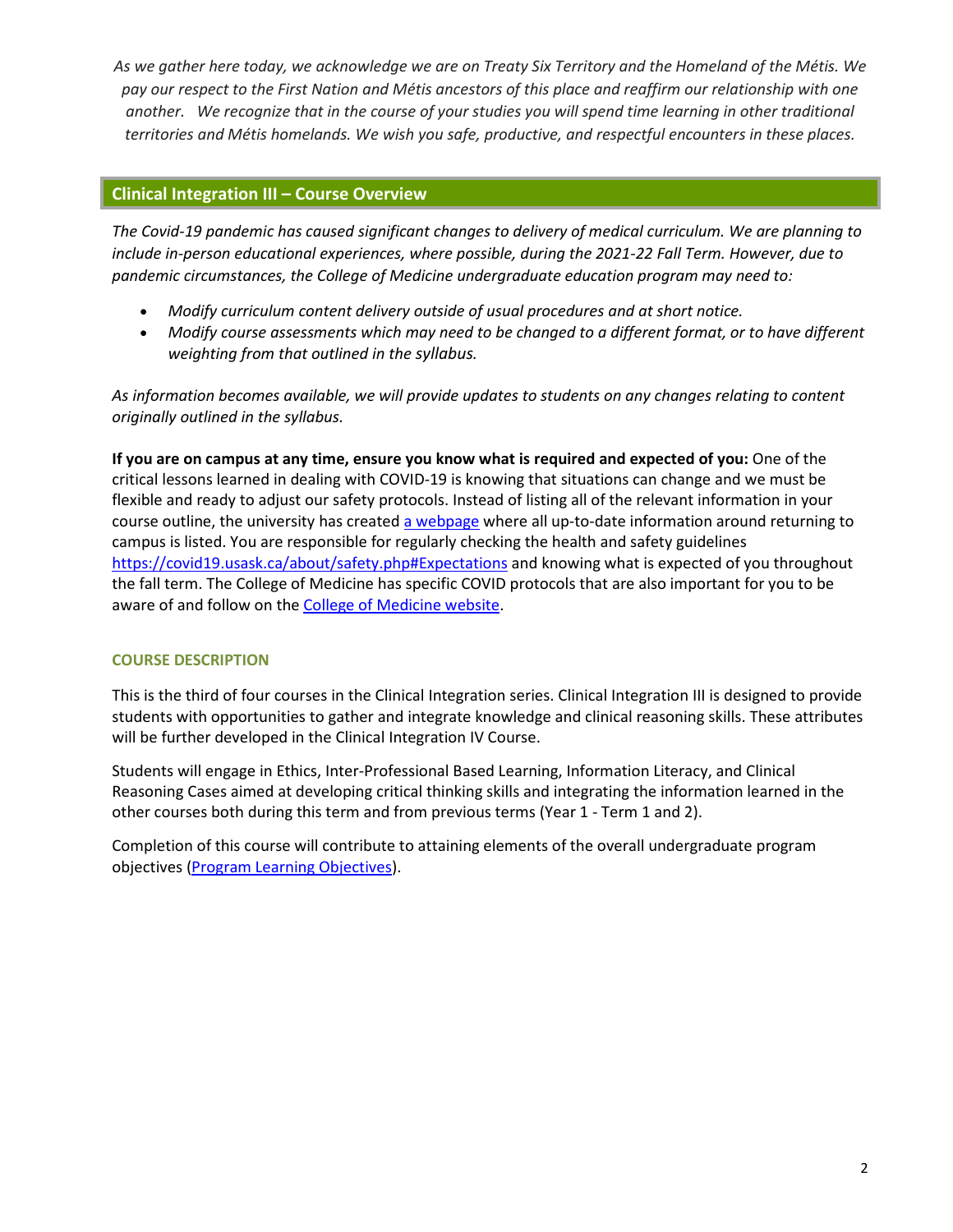*As we gather here today, we acknowledge we are on Treaty Six Territory and the Homeland of the Métis. We pay our respect to the First Nation and Métis ancestors of this place and reaffirm our relationship with one another. We recognize that in the course of your studies you will spend time learning in other traditional territories and Métis homelands. We wish you safe, productive, and respectful encounters in these places.*

## Clinical Integration III – Course Overview

*The Covid-19 pandemic has caused significant changes to delivery of medical curriculum. We are planning to include in-person educational experiences, where possible, during the 2021-22 Fall Term. However, due to pandemic circumstances, the College of Medicine undergraduate education program may need to:*

- *Modify curriculum content delivery outside of usual procedures and at short notice.*
- *Modify course assessments which may need to be changed to a different format, or to have different weighting from that outlined in the syllabus.*

*As information becomes available, we will provide updates to students on any changes relating to content originally outlined in the syllabus.*

**If you are on campus at any time, ensure you know what is required and expected of you:** One of the critical lessons learned in dealing with COVID-19 is knowing that situations can change and we must be flexible and ready to adjust our safety protocols. Instead of listing all of the relevant information in your course outline, the university has created [a webpage] where all up-to-date information around returning to campus is listed. You are responsible for regularly checking the health and safety guidelines https://covid19.usask.ca/about/safety.php#Expectations and knowing what is expected of you throughout the fall term. The College of Medicine has specific COVID protocols that are also important for you to be aware of and follow on the [College of Medicine website].

### COURSE DESCRIPTION

This is the third of four courses in the Clinical Integration series. Clinical Integration III is designed to provide students with opportunities to gather and integrate knowledge and clinical reasoning skills. These attributes will be further developed in the Clinical Integration IV Course.

Students will engage in Ethics, Inter-Professional Based Learning, Information Literacy, and Clinical Reasoning Cases aimed at developing critical thinking skills and integrating the information learned in the other courses both during this term and from previous terms (Year 1 - Term 1 and 2).

Completion of this course will contribute to attaining elements of the overall undergraduate program objectives ([Program Learning Objectives]).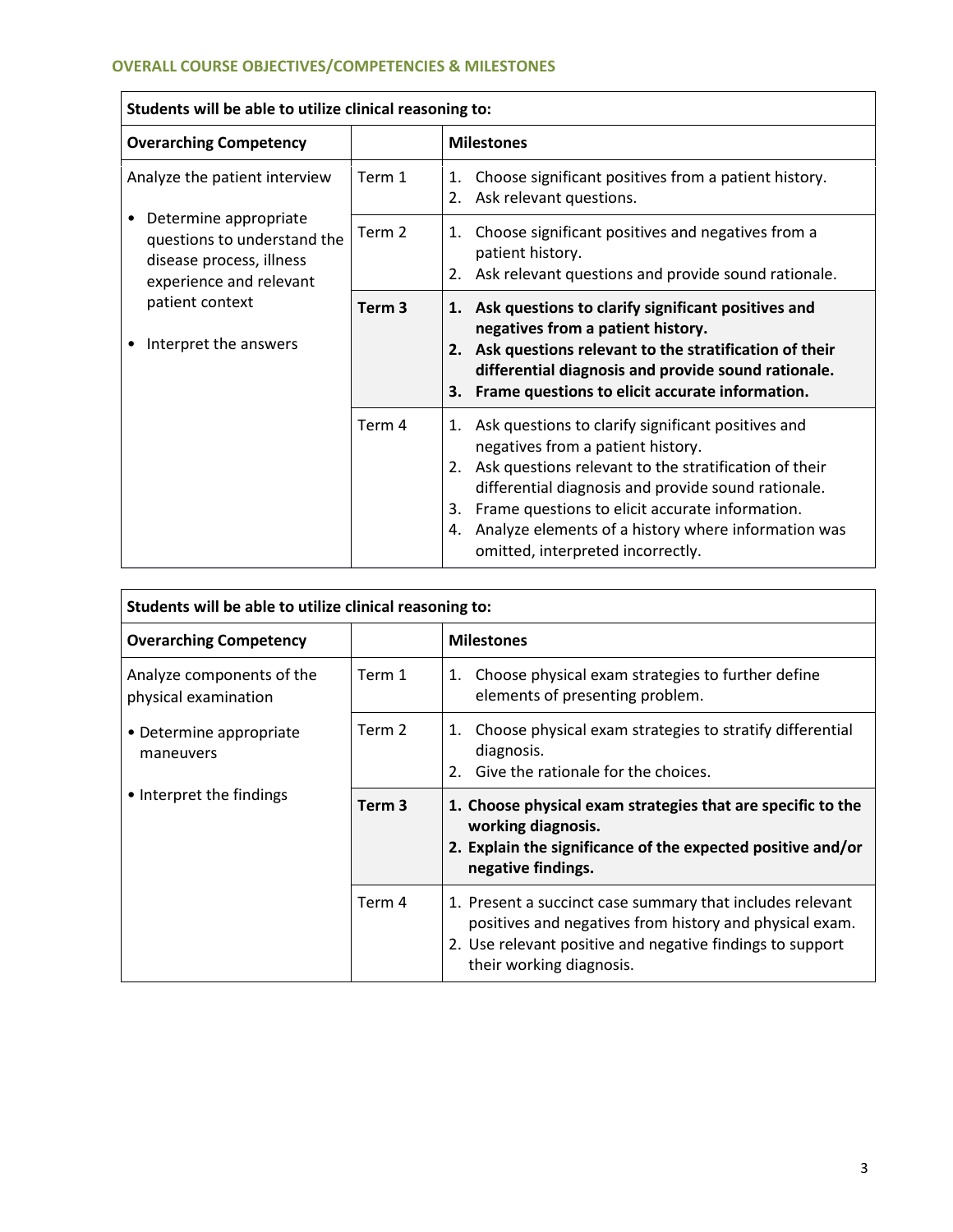## OVERALL COURSE OBJECTIVES/COMPETENCIES & MILESTONES

| Students will be able to utilize clinical reasoning to: | | |
|---|---|---|
| **Overarching Competency** | | **Milestones** |
| Analyze the patient interview<br><br>• Determine appropriate questions to understand the disease process, illness experience and relevant patient context<br><br>• Interpret the answers | Term 1 | 1. Choose significant positives from a patient history.<br>2. Ask relevant questions. |
| | Term 2 | 1. Choose significant positives and negatives from a patient history.<br>2. Ask relevant questions and provide sound rationale. |
| | **Term 3** | **1. Ask questions to clarify significant positives and negatives from a patient history.**<br>**2. Ask questions relevant to the stratification of their differential diagnosis and provide sound rationale.**<br>**3. Frame questions to elicit accurate information.** |
| | Term 4 | 1. Ask questions to clarify significant positives and negatives from a patient history.<br>2. Ask questions relevant to the stratification of their differential diagnosis and provide sound rationale.<br>3. Frame questions to elicit accurate information.<br>4. Analyze elements of a history where information was omitted, interpreted incorrectly. |

| Students will be able to utilize clinical reasoning to: | | |
|---|---|---|
| **Overarching Competency** | | **Milestones** |
| Analyze components of the physical examination<br><br>• Determine appropriate maneuvers<br><br>• Interpret the findings | Term 1 | 1. Choose physical exam strategies to further define elements of presenting problem. |
| | Term 2 | 1. Choose physical exam strategies to stratify differential diagnosis.<br>2. Give the rationale for the choices. |
| | **Term 3** | **1. Choose physical exam strategies that are specific to the working diagnosis.**<br>**2. Explain the significance of the expected positive and/or negative findings.** |
| | Term 4 | 1. Present a succinct case summary that includes relevant positives and negatives from history and physical exam.<br>2. Use relevant positive and negative findings to support their working diagnosis. |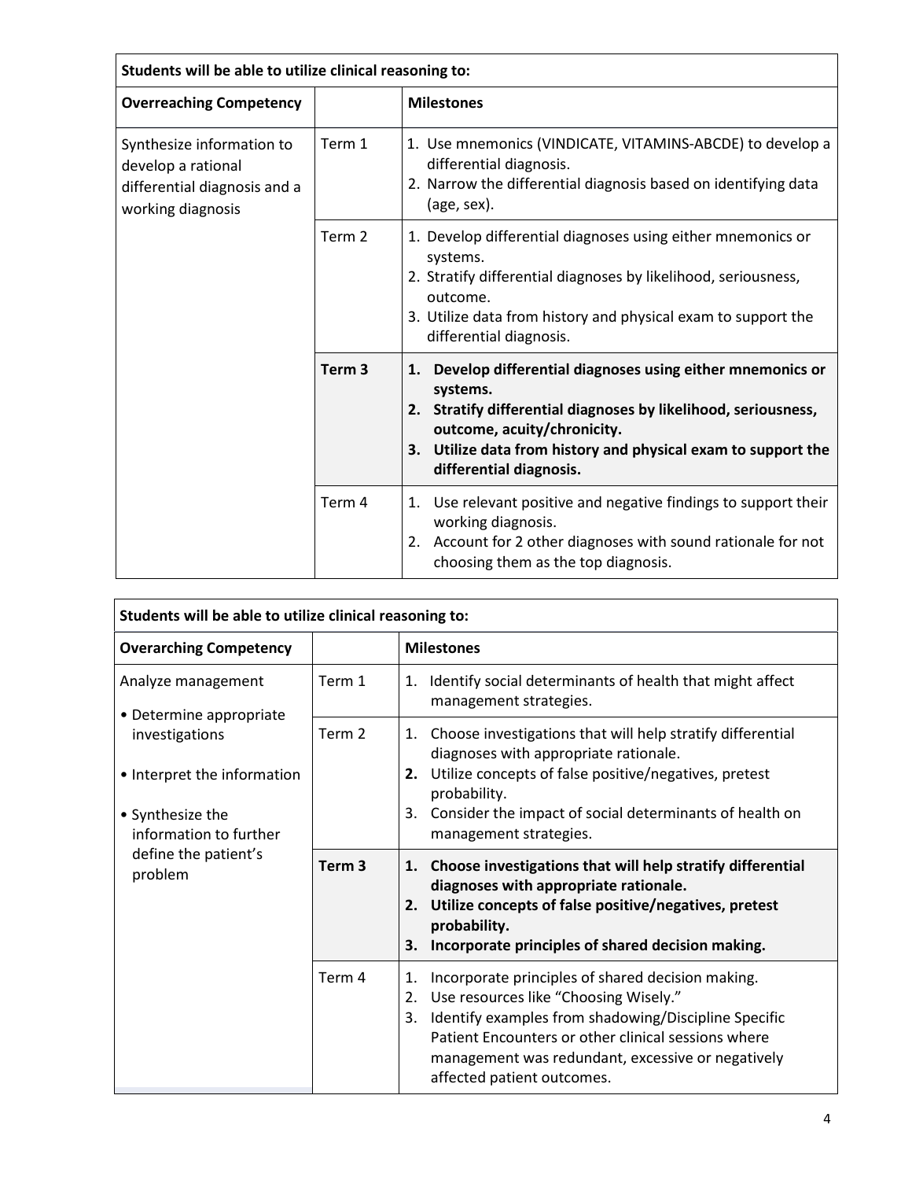| Students will be able to utilize clinical reasoning to: | | |
|---|---|---|
| **Overreaching Competency** | | **Milestones** |
| Synthesize information to develop a rational differential diagnosis and a working diagnosis | Term 1 | 1. Use mnemonics (VINDICATE, VITAMINS-ABCDE) to develop a differential diagnosis.<br>2. Narrow the differential diagnosis based on identifying data (age, sex). |
| | Term 2 | 1. Develop differential diagnoses using either mnemonics or systems.<br>2. Stratify differential diagnoses by likelihood, seriousness, outcome.<br>3. Utilize data from history and physical exam to support the differential diagnosis. |
| | **Term 3** | **1. Develop differential diagnoses using either mnemonics or systems.**<br>**2. Stratify differential diagnoses by likelihood, seriousness, outcome, acuity/chronicity.**<br>**3. Utilize data from history and physical exam to support the differential diagnosis.** |
| | Term 4 | 1. Use relevant positive and negative findings to support their working diagnosis.<br>2. Account for 2 other diagnoses with sound rationale for not choosing them as the top diagnosis. |

| Students will be able to utilize clinical reasoning to: | | |
|---|---|---|
| **Overarching Competency** | | **Milestones** |
| Analyze management<br>• Determine appropriate investigations<br>• Interpret the information<br>• Synthesize the information to further define the patient's problem | Term 1 | 1. Identify social determinants of health that might affect management strategies. |
| | Term 2 | 1. Choose investigations that will help stratify differential diagnoses with appropriate rationale.<br>**2.** Utilize concepts of false positive/negatives, pretest probability.<br>3. Consider the impact of social determinants of health on management strategies. |
| | **Term 3** | **1. Choose investigations that will help stratify differential diagnoses with appropriate rationale.**<br>**2. Utilize concepts of false positive/negatives, pretest probability.**<br>**3. Incorporate principles of shared decision making.** |
| | Term 4 | 1. Incorporate principles of shared decision making.<br>2. Use resources like "Choosing Wisely."<br>3. Identify examples from shadowing/Discipline Specific Patient Encounters or other clinical sessions where management was redundant, excessive or negatively affected patient outcomes. |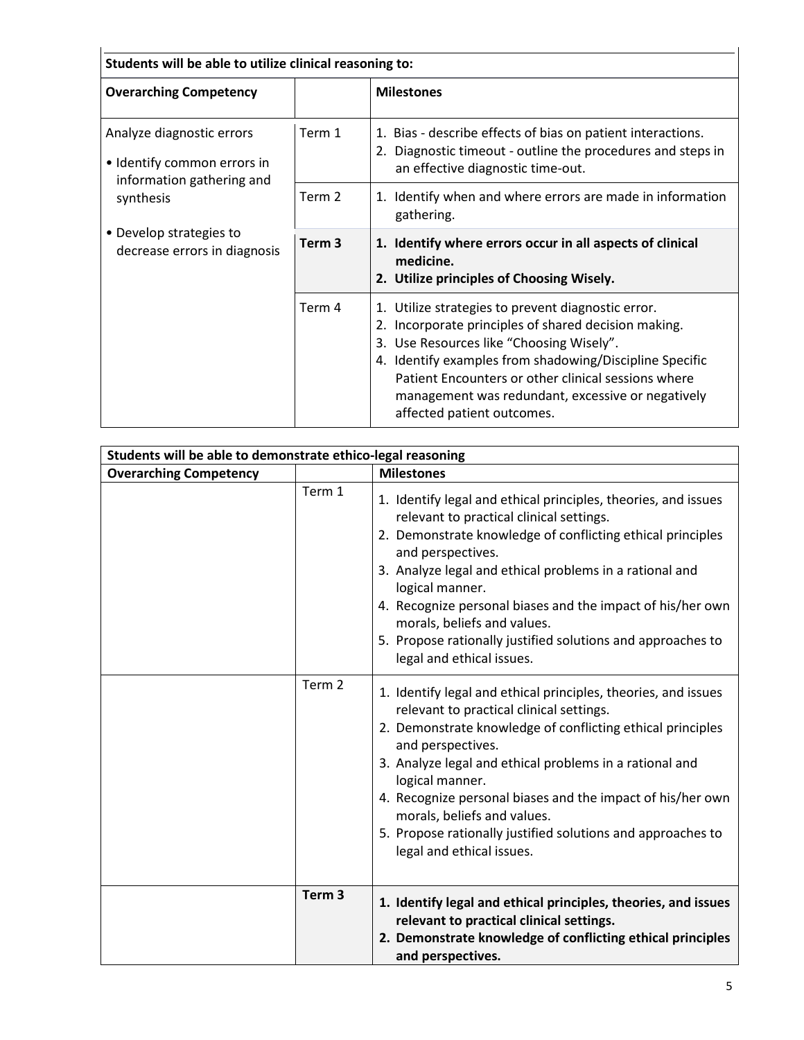| Students will be able to utilize clinical reasoning to: | | |
|---|---|---|
| **Overarching Competency** | | **Milestones** |
| Analyze diagnostic errors<br>• Identify common errors in information gathering and synthesis<br>• Develop strategies to decrease errors in diagnosis | Term 1 | 1. Bias - describe effects of bias on patient interactions.<br>2. Diagnostic timeout - outline the procedures and steps in an effective diagnostic time-out. |
| | Term 2 | 1. Identify when and where errors are made in information gathering. |
| | **Term 3** | **1. Identify where errors occur in all aspects of clinical medicine.**<br>**2. Utilize principles of Choosing Wisely.** |
| | Term 4 | 1. Utilize strategies to prevent diagnostic error.<br>2. Incorporate principles of shared decision making.<br>3. Use Resources like "Choosing Wisely".<br>4. Identify examples from shadowing/Discipline Specific Patient Encounters or other clinical sessions where management was redundant, excessive or negatively affected patient outcomes. |

| Students will be able to demonstrate ethico-legal reasoning | | |
|---|---|---|
| **Overarching Competency** | | **Milestones** |
| | Term 1 | 1. Identify legal and ethical principles, theories, and issues relevant to practical clinical settings.<br>2. Demonstrate knowledge of conflicting ethical principles and perspectives.<br>3. Analyze legal and ethical problems in a rational and logical manner.<br>4. Recognize personal biases and the impact of his/her own morals, beliefs and values.<br>5. Propose rationally justified solutions and approaches to legal and ethical issues. |
| | Term 2 | 1. Identify legal and ethical principles, theories, and issues relevant to practical clinical settings.<br>2. Demonstrate knowledge of conflicting ethical principles and perspectives.<br>3. Analyze legal and ethical problems in a rational and logical manner.<br>4. Recognize personal biases and the impact of his/her own morals, beliefs and values.<br>5. Propose rationally justified solutions and approaches to legal and ethical issues. |
| | **Term 3** | **1. Identify legal and ethical principles, theories, and issues relevant to practical clinical settings.**<br>**2. Demonstrate knowledge of conflicting ethical principles and perspectives.** |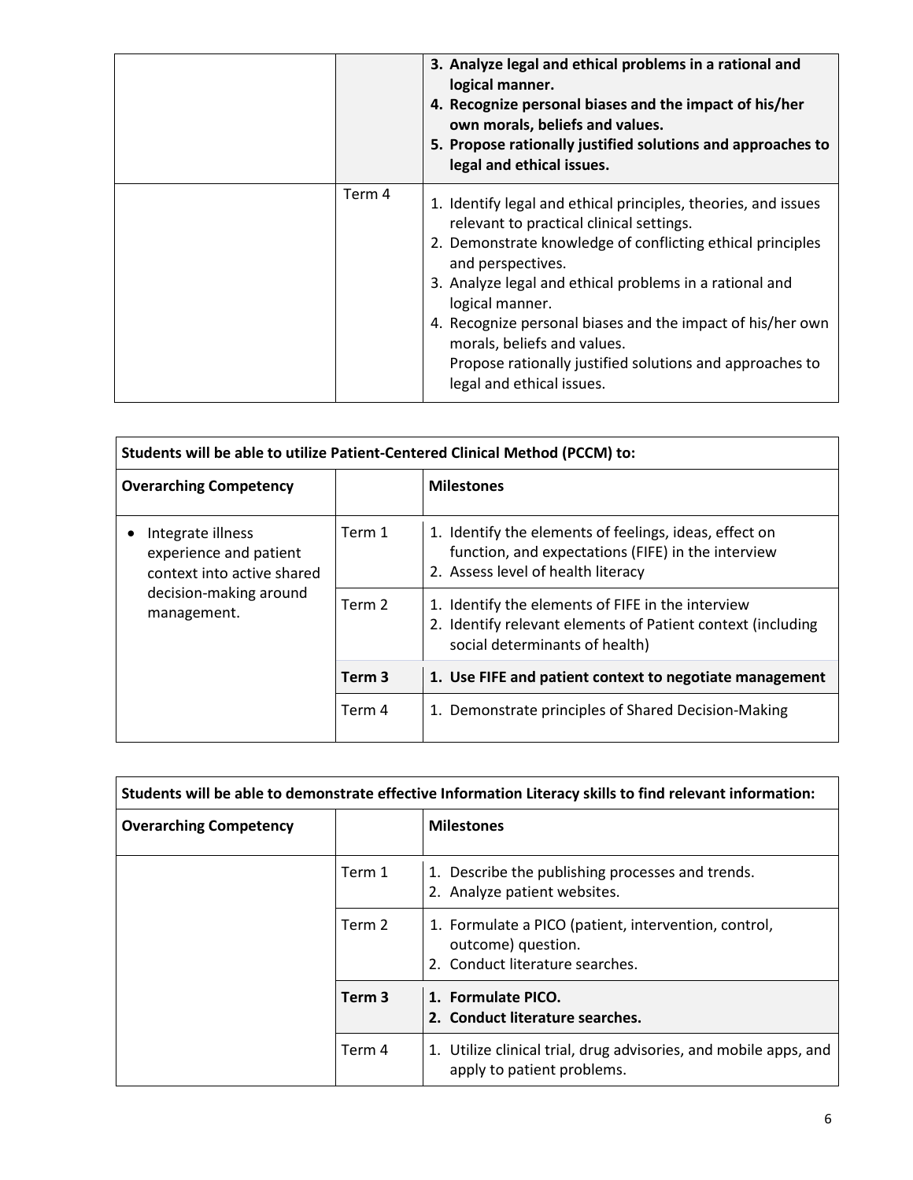| | | |
|---|---|---|
| | | **3. Analyze legal and ethical problems in a rational and logical manner.**<br>**4. Recognize personal biases and the impact of his/her own morals, beliefs and values.**<br>**5. Propose rationally justified solutions and approaches to legal and ethical issues.** |
| | Term 4 | 1. Identify legal and ethical principles, theories, and issues relevant to practical clinical settings.<br>2. Demonstrate knowledge of conflicting ethical principles and perspectives.<br>3. Analyze legal and ethical problems in a rational and logical manner.<br>4. Recognize personal biases and the impact of his/her own morals, beliefs and values.<br>Propose rationally justified solutions and approaches to legal and ethical issues. |

| **Students will be able to utilize Patient-Centered Clinical Method (PCCM) to:** | | |
|---|---|---|
| **Overarching Competency** | | **Milestones** |
| • Integrate illness experience and patient context into active shared decision-making around management. | Term 1 | 1. Identify the elements of feelings, ideas, effect on function, and expectations (FIFE) in the interview<br>2. Assess level of health literacy |
| | Term 2 | 1. Identify the elements of FIFE in the interview<br>2. Identify relevant elements of Patient context (including social determinants of health) |
| | **Term 3** | **1. Use FIFE and patient context to negotiate management** |
| | Term 4 | 1. Demonstrate principles of Shared Decision-Making |

| **Students will be able to demonstrate effective Information Literacy skills to find relevant information:** | | |
|---|---|---|
| **Overarching Competency** | | **Milestones** |
| | Term 1 | 1. Describe the publishing processes and trends.<br>2. Analyze patient websites. |
| | Term 2 | 1. Formulate a PICO (patient, intervention, control, outcome) question.<br>2. Conduct literature searches. |
| | **Term 3** | **1. Formulate PICO.**<br>**2. Conduct literature searches.** |
| | Term 4 | 1. Utilize clinical trial, drug advisories, and mobile apps, and apply to patient problems. |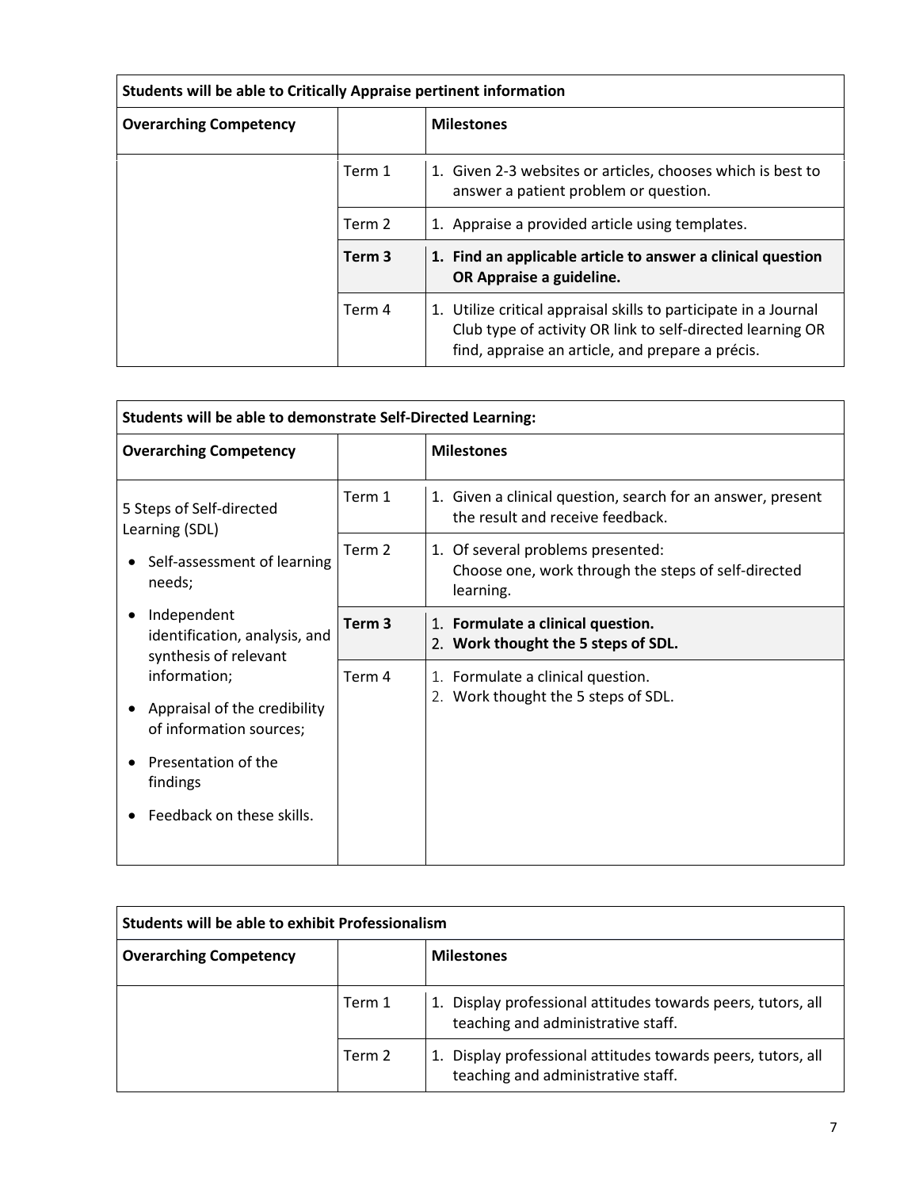| Students will be able to Critically Appraise pertinent information | | |
|---|---|---|
| **Overarching Competency** | | **Milestones** |
| | Term 1 | 1. Given 2-3 websites or articles, chooses which is best to answer a patient problem or question. |
| | Term 2 | 1. Appraise a provided article using templates. |
| | **Term 3** | **1. Find an applicable article to answer a clinical question OR Appraise a guideline.** |
| | Term 4 | 1. Utilize critical appraisal skills to participate in a Journal Club type of activity OR link to self-directed learning OR find, appraise an article, and prepare a précis. |

| Students will be able to demonstrate Self-Directed Learning: | | |
|---|---|---|
| **Overarching Competency** | | **Milestones** |
| 5 Steps of Self-directed Learning (SDL)<br>• Self-assessment of learning needs;<br>• Independent identification, analysis, and synthesis of relevant information;<br>• Appraisal of the credibility of information sources;<br>• Presentation of the findings<br>• Feedback on these skills. | Term 1 | 1. Given a clinical question, search for an answer, present the result and receive feedback. |
| | Term 2 | 1. Of several problems presented: Choose one, work through the steps of self-directed learning. |
| | **Term 3** | **1. Formulate a clinical question.**<br>**2. Work thought the 5 steps of SDL.** |
| | Term 4 | 1. Formulate a clinical question.<br>2. Work thought the 5 steps of SDL. |

| Students will be able to exhibit Professionalism | | |
|---|---|---|
| **Overarching Competency** | | **Milestones** |
| | Term 1 | 1. Display professional attitudes towards peers, tutors, all teaching and administrative staff. |
| | Term 2 | 1. Display professional attitudes towards peers, tutors, all teaching and administrative staff. |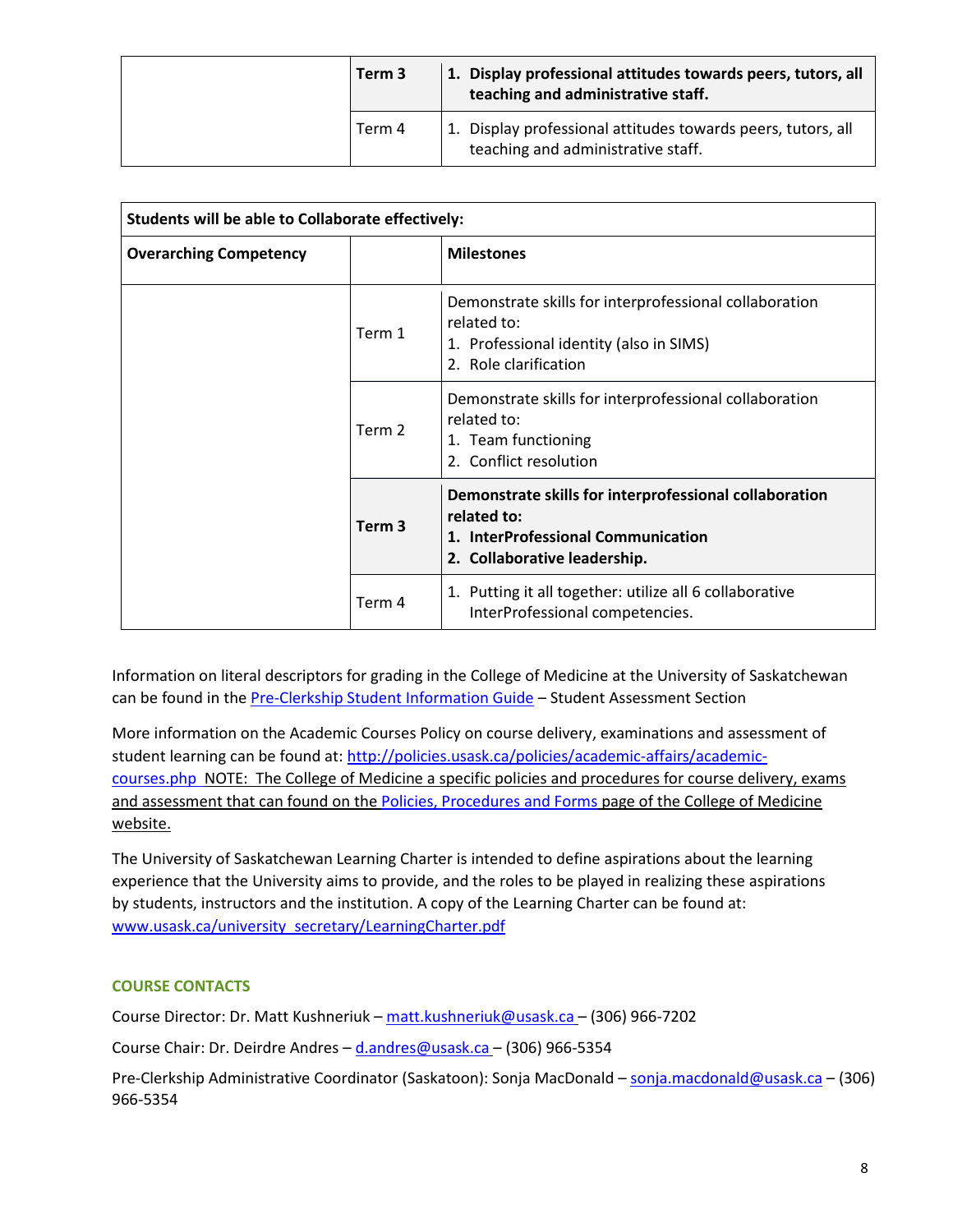| | | |
|---|---|---|
| | **Term 3** | **1. Display professional attitudes towards peers, tutors, all teaching and administrative staff.** |
| | Term 4 | 1. Display professional attitudes towards peers, tutors, all teaching and administrative staff. |

| **Students will be able to Collaborate effectively:** | | |
|---|---|---|
| **Overarching Competency** | | **Milestones** |
| | Term 1 | Demonstrate skills for interprofessional collaboration related to:<br>1. Professional identity (also in SIMS)<br>2. Role clarification |
| | Term 2 | Demonstrate skills for interprofessional collaboration related to:<br>1. Team functioning<br>2. Conflict resolution |
| | **Term 3** | **Demonstrate skills for interprofessional collaboration related to:**<br>**1. InterProfessional Communication**<br>**2. Collaborative leadership.** |
| | Term 4 | 1. Putting it all together: utilize all 6 collaborative InterProfessional competencies. |

Information on literal descriptors for grading in the College of Medicine at the University of Saskatchewan can be found in the Pre-Clerkship Student Information Guide – Student Assessment Section

More information on the Academic Courses Policy on course delivery, examinations and assessment of student learning can be found at: http://policies.usask.ca/policies/academic-affairs/academic-courses.php NOTE: The College of Medicine a specific policies and procedures for course delivery, exams and assessment that can found on the Policies, Procedures and Forms page of the College of Medicine website.

The University of Saskatchewan Learning Charter is intended to define aspirations about the learning experience that the University aims to provide, and the roles to be played in realizing these aspirations by students, instructors and the institution. A copy of the Learning Charter can be found at: www.usask.ca/university_secretary/LearningCharter.pdf

## COURSE CONTACTS

Course Director: Dr. Matt Kushneriuk – matt.kushneriuk@usask.ca – (306) 966-7202

Course Chair: Dr. Deirdre Andres – d.andres@usask.ca – (306) 966-5354

Pre-Clerkship Administrative Coordinator (Saskatoon): Sonja MacDonald – sonja.macdonald@usask.ca – (306) 966-5354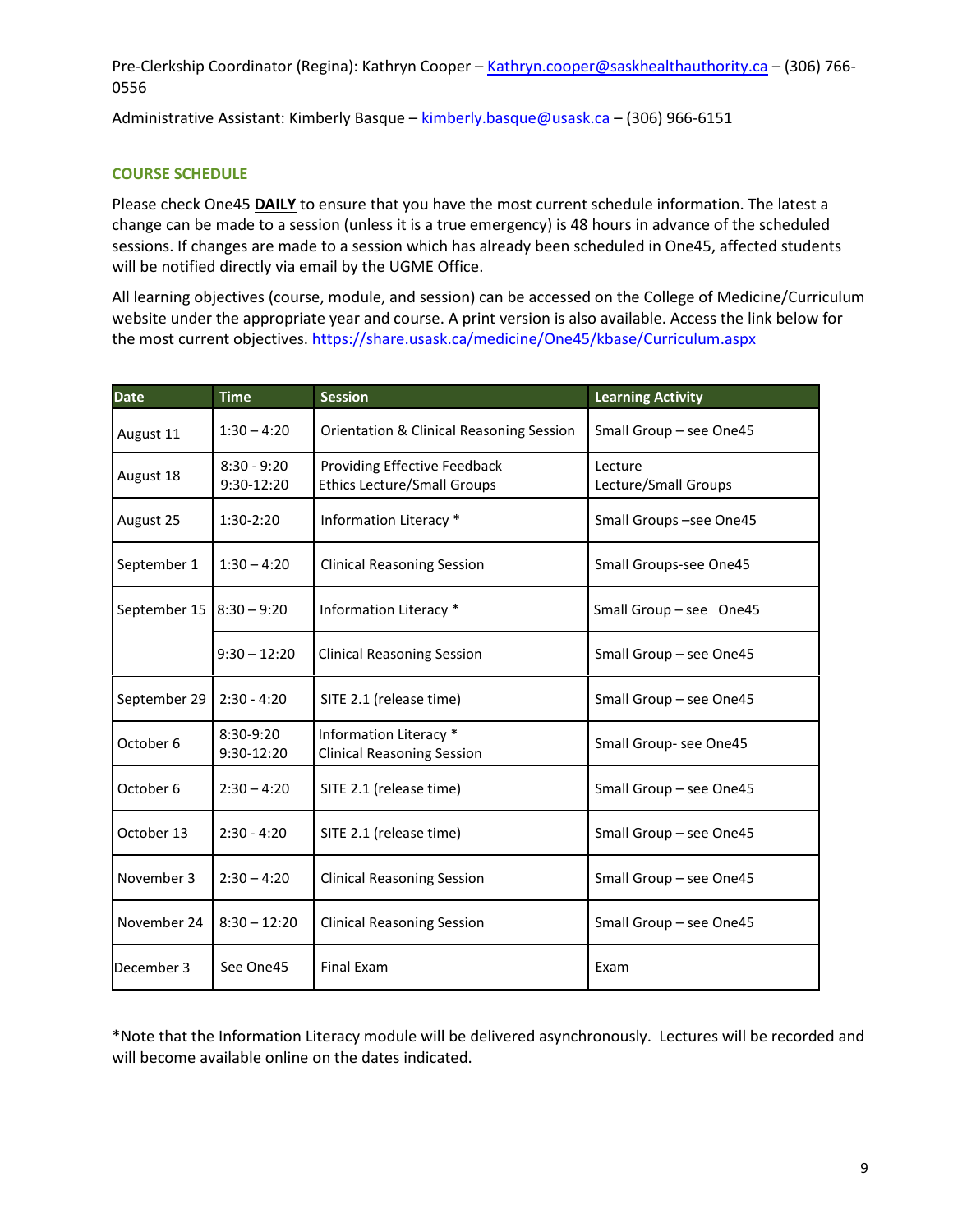Pre-Clerkship Coordinator (Regina): Kathryn Cooper – Kathryn.cooper@saskhealthauthority.ca – (306) 766-0556

Administrative Assistant: Kimberly Basque – kimberly.basque@usask.ca – (306) 966-6151

## COURSE SCHEDULE

Please check One45 **DAILY** to ensure that you have the most current schedule information. The latest a change can be made to a session (unless it is a true emergency) is 48 hours in advance of the scheduled sessions. If changes are made to a session which has already been scheduled in One45, affected students will be notified directly via email by the UGME Office.

All learning objectives (course, module, and session) can be accessed on the College of Medicine/Curriculum website under the appropriate year and course. A print version is also available. Access the link below for the most current objectives. https://share.usask.ca/medicine/One45/kbase/Curriculum.aspx

| Date | Time | Session | Learning Activity |
|---|---|---|---|
| August 11 | 1:30 – 4:20 | Orientation & Clinical Reasoning Session | Small Group – see One45 |
| August 18 | 8:30 - 9:20<br>9:30-12:20 | Providing Effective Feedback<br>Ethics Lecture/Small Groups | Lecture<br>Lecture/Small Groups |
| August 25 | 1:30-2:20 | Information Literacy * | Small Groups –see One45 |
| September 1 | 1:30 – 4:20 | Clinical Reasoning Session | Small Groups-see One45 |
| September 15 | 8:30 – 9:20 | Information Literacy * | Small Group – see One45 |
| | 9:30 – 12:20 | Clinical Reasoning Session | Small Group – see One45 |
| September 29 | 2:30 - 4:20 | SITE 2.1 (release time) | Small Group – see One45 |
| October 6 | 8:30-9:20<br>9:30-12:20 | Information Literacy *<br>Clinical Reasoning Session | Small Group- see One45 |
| October 6 | 2:30 – 4:20 | SITE 2.1 (release time) | Small Group – see One45 |
| October 13 | 2:30 - 4:20 | SITE 2.1 (release time) | Small Group – see One45 |
| November 3 | 2:30 – 4:20 | Clinical Reasoning Session | Small Group – see One45 |
| November 24 | 8:30 – 12:20 | Clinical Reasoning Session | Small Group – see One45 |
| December 3 | See One45 | Final Exam | Exam |

*Note that the Information Literacy module will be delivered asynchronously. Lectures will be recorded and will become available online on the dates indicated.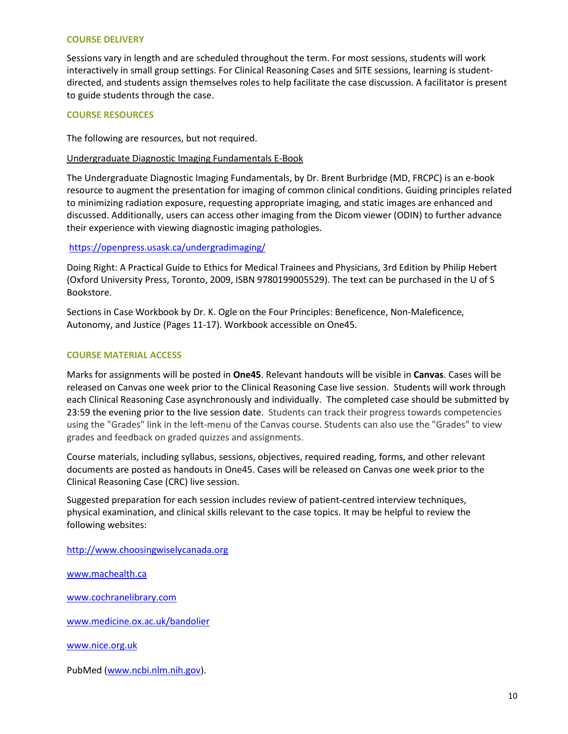## COURSE DELIVERY

Sessions vary in length and are scheduled throughout the term. For most sessions, students will work interactively in small group settings. For Clinical Reasoning Cases and SITE sessions, learning is student-directed, and students assign themselves roles to help facilitate the case discussion. A facilitator is present to guide students through the case.

## COURSE RESOURCES

The following are resources, but not required.

Undergraduate Diagnostic Imaging Fundamentals E-Book

The Undergraduate Diagnostic Imaging Fundamentals, by Dr. Brent Burbridge (MD, FRCPC) is an e-book resource to augment the presentation for imaging of common clinical conditions. Guiding principles related to minimizing radiation exposure, requesting appropriate imaging, and static images are enhanced and discussed. Additionally, users can access other imaging from the Dicom viewer (ODIN) to further advance their experience with viewing diagnostic imaging pathologies.

https://openpress.usask.ca/undergradimaging/

Doing Right: A Practical Guide to Ethics for Medical Trainees and Physicians, 3rd Edition by Philip Hebert (Oxford University Press, Toronto, 2009, ISBN 9780199005529). The text can be purchased in the U of S Bookstore.

Sections in Case Workbook by Dr. K. Ogle on the Four Principles: Beneficence, Non-Maleficence, Autonomy, and Justice (Pages 11-17). Workbook accessible on One45.

## COURSE MATERIAL ACCESS

Marks for assignments will be posted in **One45**. Relevant handouts will be visible in **Canvas**. Cases will be released on Canvas one week prior to the Clinical Reasoning Case live session. Students will work through each Clinical Reasoning Case asynchronously and individually. The completed case should be submitted by 23:59 the evening prior to the live session date. Students can track their progress towards competencies using the "Grades" link in the left-menu of the Canvas course. Students can also use the "Grades" to view grades and feedback on graded quizzes and assignments.

Course materials, including syllabus, sessions, objectives, required reading, forms, and other relevant documents are posted as handouts in One45. Cases will be released on Canvas one week prior to the Clinical Reasoning Case (CRC) live session.

Suggested preparation for each session includes review of patient-centred interview techniques, physical examination, and clinical skills relevant to the case topics. It may be helpful to review the following websites:

http://www.choosingwiselycanada.org

www.machealth.ca

www.cochranelibrary.com

www.medicine.ox.ac.uk/bandolier

www.nice.org.uk

PubMed (www.ncbi.nlm.nih.gov).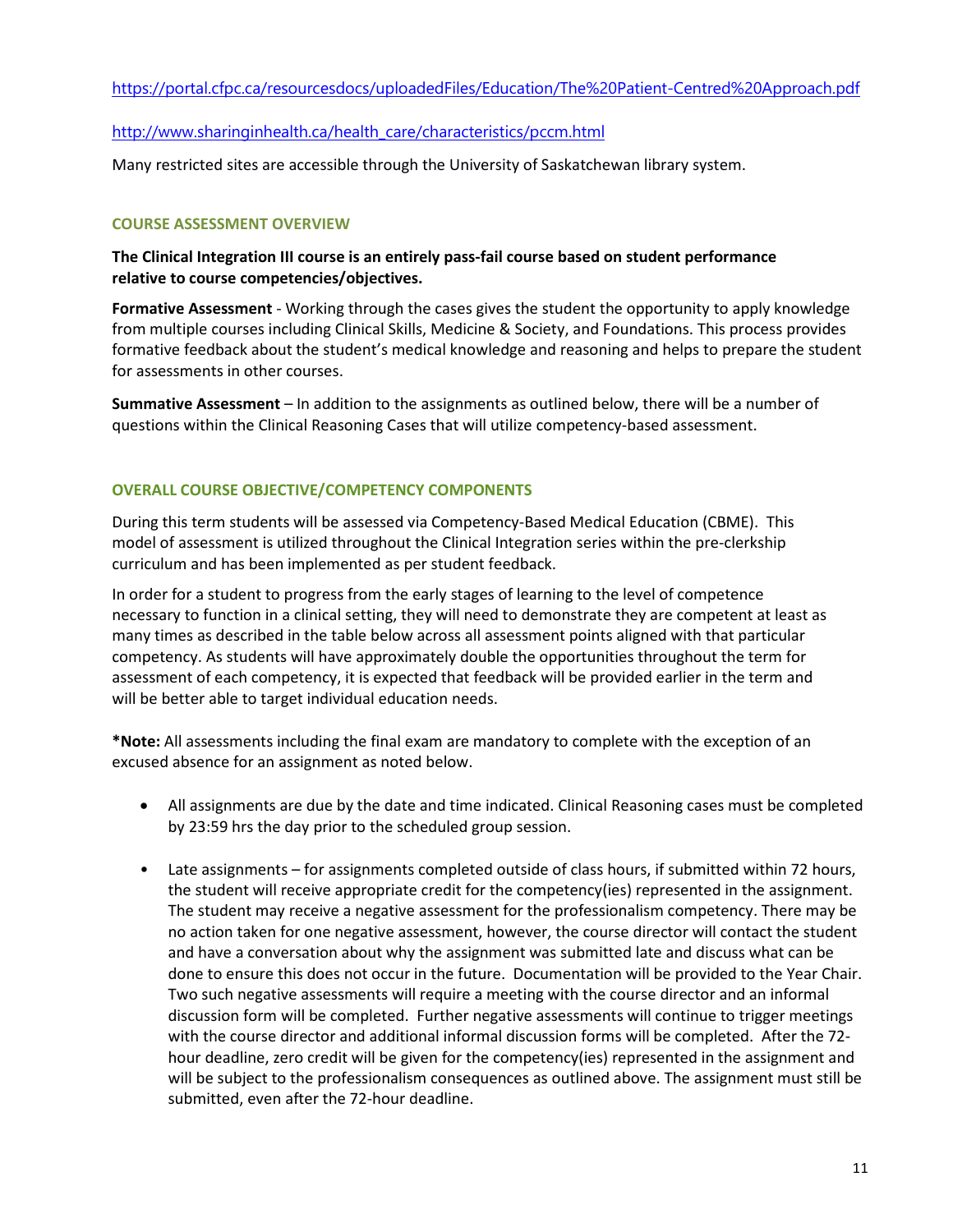https://portal.cfpc.ca/resourcesdocs/uploadedFiles/Education/The%20Patient-Centred%20Approach.pdf

http://www.sharinginhealth.ca/health_care/characteristics/pccm.html

Many restricted sites are accessible through the University of Saskatchewan library system.

## COURSE ASSESSMENT OVERVIEW

**The Clinical Integration III course is an entirely pass-fail course based on student performance relative to course competencies/objectives.**

**Formative Assessment** - Working through the cases gives the student the opportunity to apply knowledge from multiple courses including Clinical Skills, Medicine & Society, and Foundations. This process provides formative feedback about the student's medical knowledge and reasoning and helps to prepare the student for assessments in other courses.

**Summative Assessment** – In addition to the assignments as outlined below, there will be a number of questions within the Clinical Reasoning Cases that will utilize competency-based assessment.

## OVERALL COURSE OBJECTIVE/COMPETENCY COMPONENTS

During this term students will be assessed via Competency-Based Medical Education (CBME). This model of assessment is utilized throughout the Clinical Integration series within the pre-clerkship curriculum and has been implemented as per student feedback.

In order for a student to progress from the early stages of learning to the level of competence necessary to function in a clinical setting, they will need to demonstrate they are competent at least as many times as described in the table below across all assessment points aligned with that particular competency. As students will have approximately double the opportunities throughout the term for assessment of each competency, it is expected that feedback will be provided earlier in the term and will be better able to target individual education needs.

**\*Note:** All assessments including the final exam are mandatory to complete with the exception of an excused absence for an assignment as noted below.

- All assignments are due by the date and time indicated. Clinical Reasoning cases must be completed by 23:59 hrs the day prior to the scheduled group session.
- Late assignments – for assignments completed outside of class hours, if submitted within 72 hours, the student will receive appropriate credit for the competency(ies) represented in the assignment. The student may receive a negative assessment for the professionalism competency. There may be no action taken for one negative assessment, however, the course director will contact the student and have a conversation about why the assignment was submitted late and discuss what can be done to ensure this does not occur in the future. Documentation will be provided to the Year Chair. Two such negative assessments will require a meeting with the course director and an informal discussion form will be completed. Further negative assessments will continue to trigger meetings with the course director and additional informal discussion forms will be completed. After the 72-hour deadline, zero credit will be given for the competency(ies) represented in the assignment and will be subject to the professionalism consequences as outlined above. The assignment must still be submitted, even after the 72-hour deadline.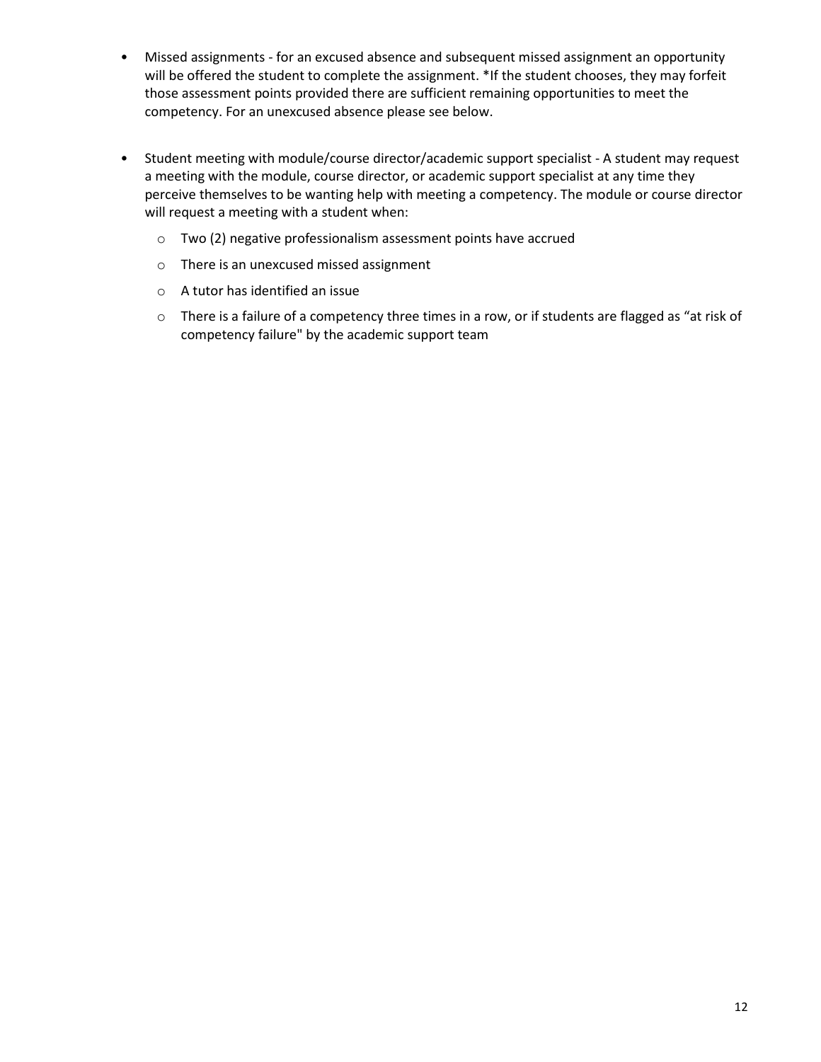- Missed assignments - for an excused absence and subsequent missed assignment an opportunity will be offered the student to complete the assignment. *If the student chooses, they may forfeit those assessment points provided there are sufficient remaining opportunities to meet the competency. For an unexcused absence please see below.

- Student meeting with module/course director/academic support specialist - A student may request a meeting with the module, course director, or academic support specialist at any time they perceive themselves to be wanting help with meeting a competency. The module or course director will request a meeting with a student when:
  - Two (2) negative professionalism assessment points have accrued
  - There is an unexcused missed assignment
  - A tutor has identified an issue
  - There is a failure of a competency three times in a row, or if students are flagged as "at risk of competency failure" by the academic support team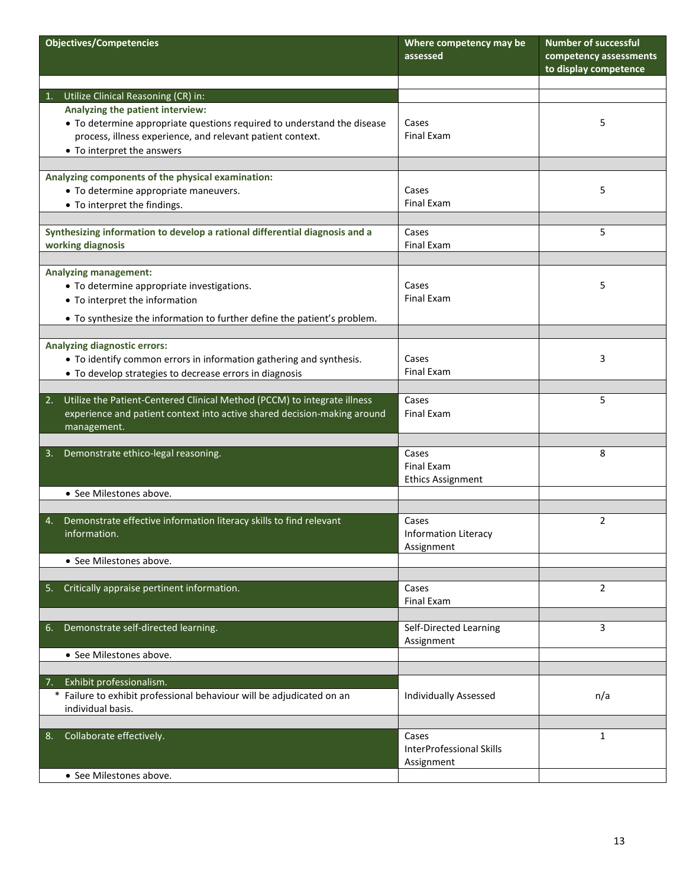| Objectives/Competencies | Where competency may be assessed | Number of successful competency assessments to display competence |
|---|---|---|
| **1. Utilize Clinical Reasoning (CR) in:** | | |
| **Analyzing the patient interview:**<br>• To determine appropriate questions required to understand the disease process, illness experience, and relevant patient context.<br>• To interpret the answers | Cases<br>Final Exam | 5 |
| **Analyzing components of the physical examination:**<br>• To determine appropriate maneuvers.<br>• To interpret the findings. | Cases<br>Final Exam | 5 |
| **Synthesizing information to develop a rational differential diagnosis and a working diagnosis** | Cases<br>Final Exam | 5 |
| **Analyzing management:**<br>• To determine appropriate investigations.<br>• To interpret the information<br>• To synthesize the information to further define the patient's problem. | Cases<br>Final Exam | 5 |
| **Analyzing diagnostic errors:**<br>• To identify common errors in information gathering and synthesis.<br>• To develop strategies to decrease errors in diagnosis | Cases<br>Final Exam | 3 |
| **2. Utilize the Patient-Centered Clinical Method (PCCM) to integrate illness experience and patient context into active shared decision-making around management.** | Cases<br>Final Exam | 5 |
| **3. Demonstrate ethico-legal reasoning.** | Cases<br>Final Exam<br>Ethics Assignment | 8 |
| • See Milestones above. | | |
| **4. Demonstrate effective information literacy skills to find relevant information.** | Cases<br>Information Literacy Assignment | 2 |
| • See Milestones above. | | |
| **5. Critically appraise pertinent information.** | Cases<br>Final Exam | 2 |
| **6. Demonstrate self-directed learning.** | Self-Directed Learning Assignment | 3 |
| • See Milestones above. | | |
| **7. Exhibit professionalism.** | | |
| * Failure to exhibit professional behaviour will be adjudicated on an individual basis. | Individually Assessed | n/a |
| **8. Collaborate effectively.** | Cases<br>InterProfessional Skills Assignment | 1 |
| • See Milestones above. | | |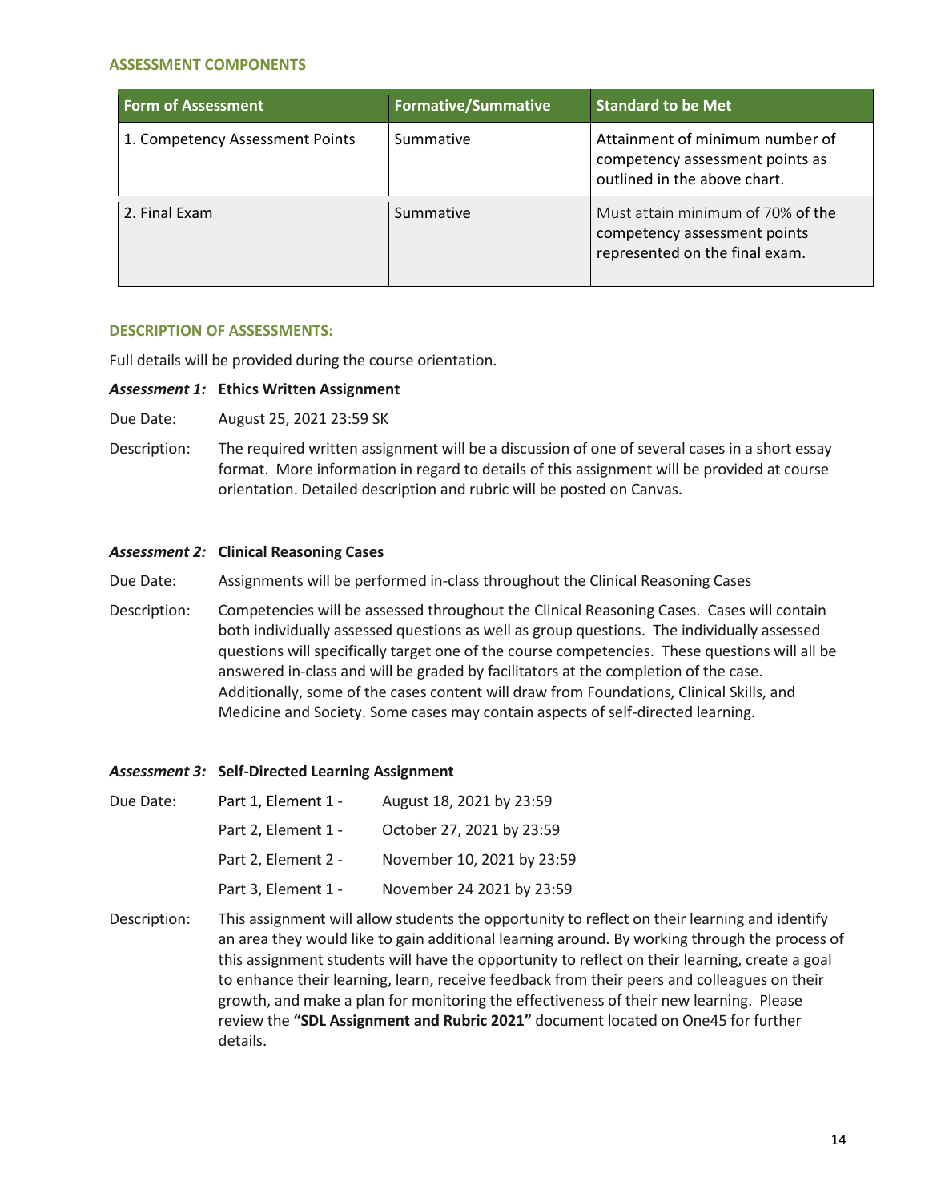### ASSESSMENT COMPONENTS

| Form of Assessment | Formative/Summative | Standard to be Met |
| --- | --- | --- |
| 1. Competency Assessment Points | Summative | Attainment of minimum number of competency assessment points as outlined in the above chart. |
| 2. Final Exam | Summative | Must attain minimum of 70% of the competency assessment points represented on the final exam. |

### DESCRIPTION OF ASSESSMENTS:

Full details will be provided during the course orientation.

***Assessment 1:*** **Ethics Written Assignment**

Due Date: August 25, 2021 23:59 SK

Description: The required written assignment will be a discussion of one of several cases in a short essay format. More information in regard to details of this assignment will be provided at course orientation. Detailed description and rubric will be posted on Canvas.

***Assessment 2:*** **Clinical Reasoning Cases**

Due Date: Assignments will be performed in-class throughout the Clinical Reasoning Cases

Description: Competencies will be assessed throughout the Clinical Reasoning Cases. Cases will contain both individually assessed questions as well as group questions. The individually assessed questions will specifically target one of the course competencies. These questions will all be answered in-class and will be graded by facilitators at the completion of the case. Additionally, some of the cases content will draw from Foundations, Clinical Skills, and Medicine and Society. Some cases may contain aspects of self-directed learning.

***Assessment 3:*** **Self-Directed Learning Assignment**

Due Date:
- Part 1, Element 1 - August 18, 2021 by 23:59
- Part 2, Element 1 - October 27, 2021 by 23:59
- Part 2, Element 2 - November 10, 2021 by 23:59
- Part 3, Element 1 - November 24 2021 by 23:59

Description: This assignment will allow students the opportunity to reflect on their learning and identify an area they would like to gain additional learning around. By working through the process of this assignment students will have the opportunity to reflect on their learning, create a goal to enhance their learning, learn, receive feedback from their peers and colleagues on their growth, and make a plan for monitoring the effectiveness of their new learning. Please review the **"SDL Assignment and Rubric 2021"** document located on One45 for further details.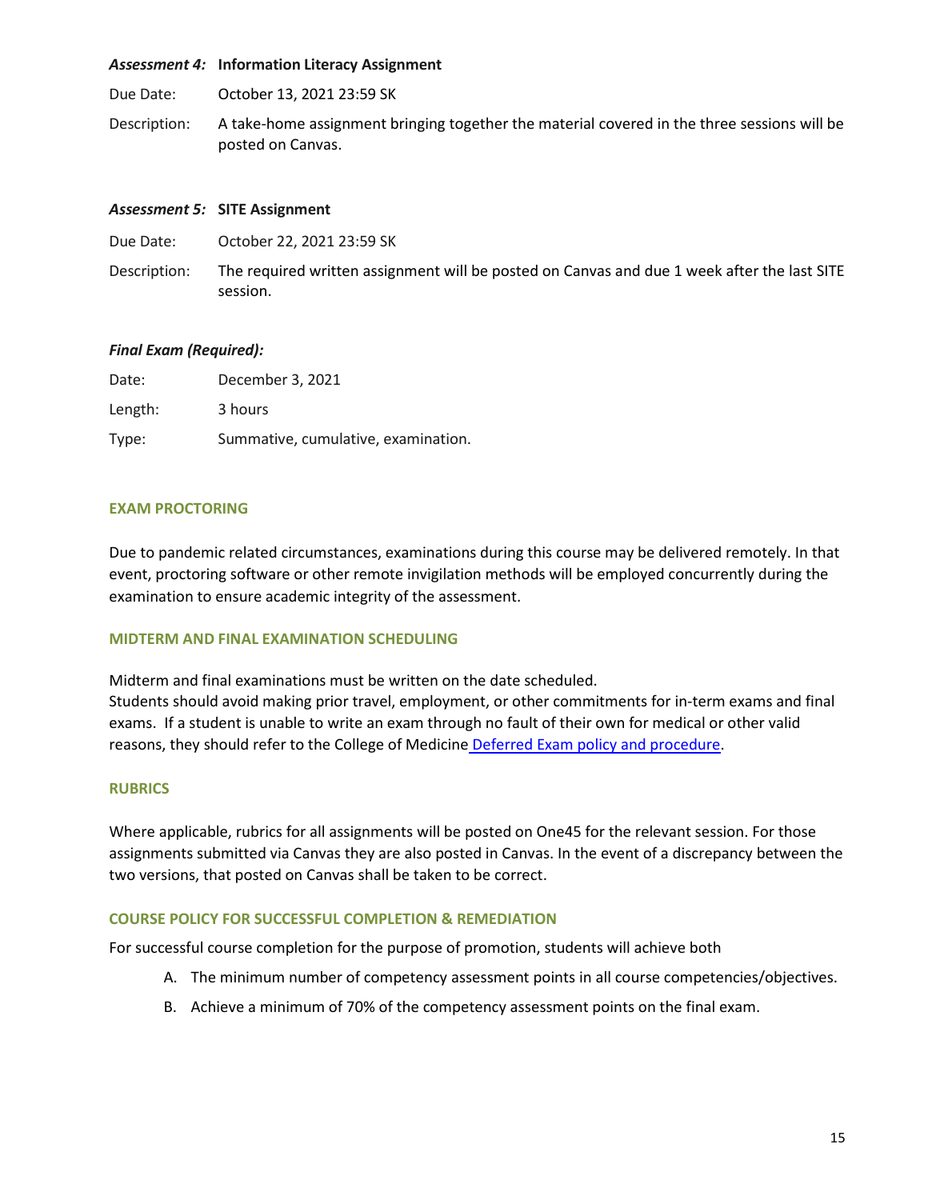***Assessment 4:* Information Literacy Assignment**

Due Date: October 13, 2021 23:59 SK

Description: A take-home assignment bringing together the material covered in the three sessions will be posted on Canvas.

***Assessment 5:* SITE Assignment**

Due Date: October 22, 2021 23:59 SK

Description: The required written assignment will be posted on Canvas and due 1 week after the last SITE session.

***Final Exam (Required):***

Date: December 3, 2021

Length: 3 hours

Type: Summative, cumulative, examination.

### EXAM PROCTORING

Due to pandemic related circumstances, examinations during this course may be delivered remotely. In that event, proctoring software or other remote invigilation methods will be employed concurrently during the examination to ensure academic integrity of the assessment.

### MIDTERM AND FINAL EXAMINATION SCHEDULING

Midterm and final examinations must be written on the date scheduled.
Students should avoid making prior travel, employment, or other commitments for in-term exams and final exams. If a student is unable to write an exam through no fault of their own for medical or other valid reasons, they should refer to the College of Medicine [Deferred Exam policy and procedure](#).

### RUBRICS

Where applicable, rubrics for all assignments will be posted on One45 for the relevant session. For those assignments submitted via Canvas they are also posted in Canvas. In the event of a discrepancy between the two versions, that posted on Canvas shall be taken to be correct.

### COURSE POLICY FOR SUCCESSFUL COMPLETION & REMEDIATION

For successful course completion for the purpose of promotion, students will achieve both

A. The minimum number of competency assessment points in all course competencies/objectives.

B. Achieve a minimum of 70% of the competency assessment points on the final exam.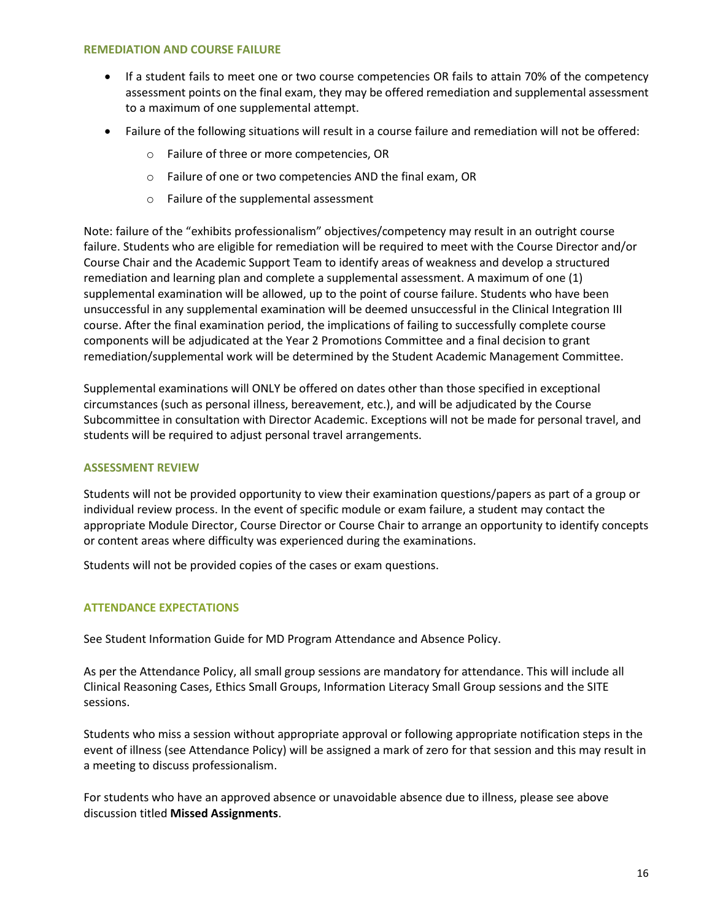## REMEDIATION AND COURSE FAILURE

- If a student fails to meet one or two course competencies OR fails to attain 70% of the competency assessment points on the final exam, they may be offered remediation and supplemental assessment to a maximum of one supplemental attempt.
- Failure of the following situations will result in a course failure and remediation will not be offered:
  - Failure of three or more competencies, OR
  - Failure of one or two competencies AND the final exam, OR
  - Failure of the supplemental assessment

Note: failure of the "exhibits professionalism" objectives/competency may result in an outright course failure. Students who are eligible for remediation will be required to meet with the Course Director and/or Course Chair and the Academic Support Team to identify areas of weakness and develop a structured remediation and learning plan and complete a supplemental assessment. A maximum of one (1) supplemental examination will be allowed, up to the point of course failure. Students who have been unsuccessful in any supplemental examination will be deemed unsuccessful in the Clinical Integration III course. After the final examination period, the implications of failing to successfully complete course components will be adjudicated at the Year 2 Promotions Committee and a final decision to grant remediation/supplemental work will be determined by the Student Academic Management Committee.

Supplemental examinations will ONLY be offered on dates other than those specified in exceptional circumstances (such as personal illness, bereavement, etc.), and will be adjudicated by the Course Subcommittee in consultation with Director Academic. Exceptions will not be made for personal travel, and students will be required to adjust personal travel arrangements.

## ASSESSMENT REVIEW

Students will not be provided opportunity to view their examination questions/papers as part of a group or individual review process. In the event of specific module or exam failure, a student may contact the appropriate Module Director, Course Director or Course Chair to arrange an opportunity to identify concepts or content areas where difficulty was experienced during the examinations.

Students will not be provided copies of the cases or exam questions.

## ATTENDANCE EXPECTATIONS

See Student Information Guide for MD Program Attendance and Absence Policy.

As per the Attendance Policy, all small group sessions are mandatory for attendance. This will include all Clinical Reasoning Cases, Ethics Small Groups, Information Literacy Small Group sessions and the SITE sessions.

Students who miss a session without appropriate approval or following appropriate notification steps in the event of illness (see Attendance Policy) will be assigned a mark of zero for that session and this may result in a meeting to discuss professionalism.

For students who have an approved absence or unavoidable absence due to illness, please see above discussion titled **Missed Assignments**.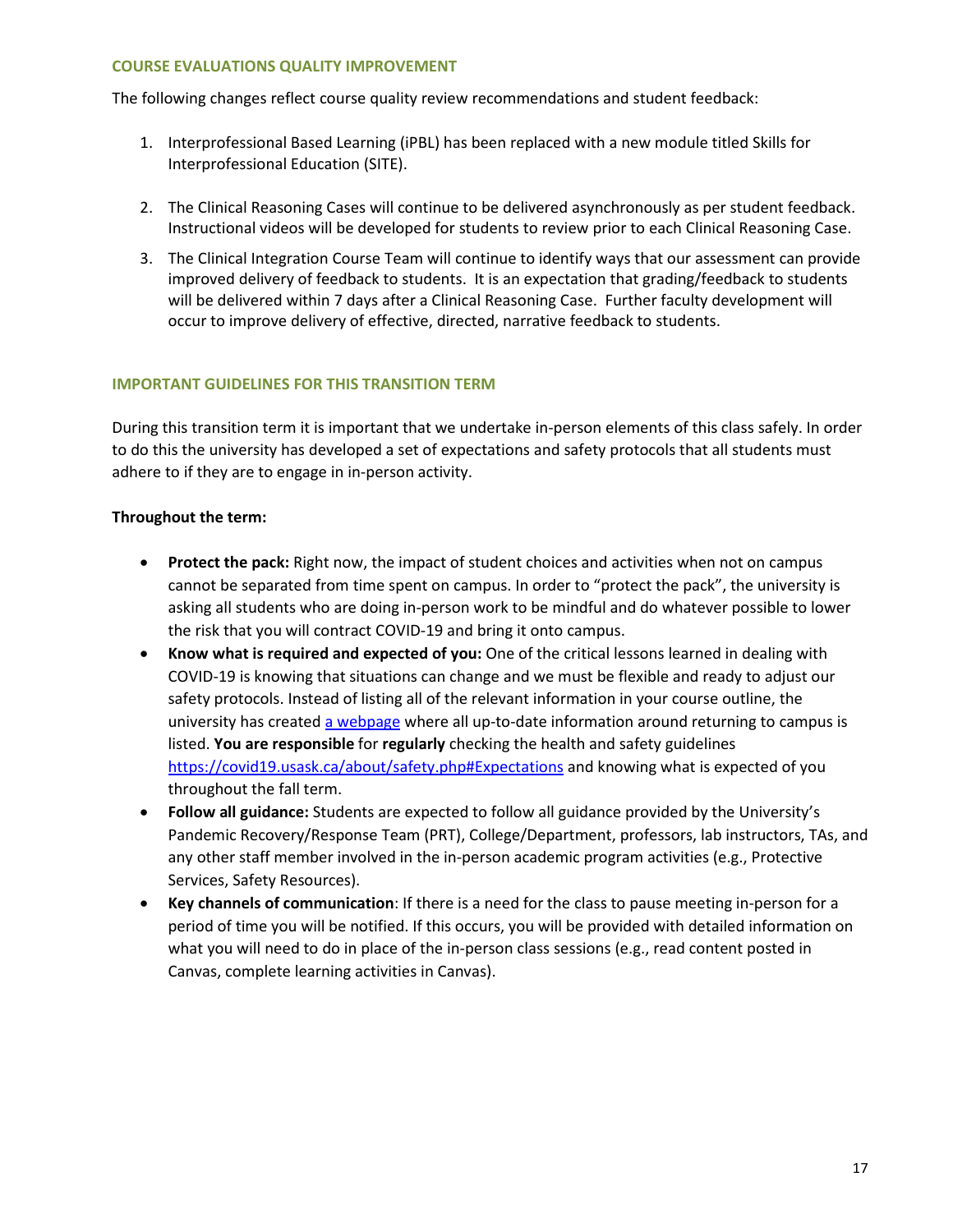## COURSE EVALUATIONS QUALITY IMPROVEMENT

The following changes reflect course quality review recommendations and student feedback:

1. Interprofessional Based Learning (iPBL) has been replaced with a new module titled Skills for Interprofessional Education (SITE).

2. The Clinical Reasoning Cases will continue to be delivered asynchronously as per student feedback. Instructional videos will be developed for students to review prior to each Clinical Reasoning Case.

3. The Clinical Integration Course Team will continue to identify ways that our assessment can provide improved delivery of feedback to students. It is an expectation that grading/feedback to students will be delivered within 7 days after a Clinical Reasoning Case. Further faculty development will occur to improve delivery of effective, directed, narrative feedback to students.

## IMPORTANT GUIDELINES FOR THIS TRANSITION TERM

During this transition term it is important that we undertake in-person elements of this class safely. In order to do this the university has developed a set of expectations and safety protocols that all students must adhere to if they are to engage in in-person activity.

**Throughout the term:**

- **Protect the pack:** Right now, the impact of student choices and activities when not on campus cannot be separated from time spent on campus. In order to "protect the pack", the university is asking all students who are doing in-person work to be mindful and do whatever possible to lower the risk that you will contract COVID-19 and bring it onto campus.
- **Know what is required and expected of you:** One of the critical lessons learned in dealing with COVID-19 is knowing that situations can change and we must be flexible and ready to adjust our safety protocols. Instead of listing all of the relevant information in your course outline, the university has created [a webpage](https://covid19.usask.ca/about/safety.php#Expectations) where all up-to-date information around returning to campus is listed. **You are responsible** for **regularly** checking the health and safety guidelines https://covid19.usask.ca/about/safety.php#Expectations and knowing what is expected of you throughout the fall term.
- **Follow all guidance:** Students are expected to follow all guidance provided by the University's Pandemic Recovery/Response Team (PRT), College/Department, professors, lab instructors, TAs, and any other staff member involved in the in-person academic program activities (e.g., Protective Services, Safety Resources).
- **Key channels of communication**: If there is a need for the class to pause meeting in-person for a period of time you will be notified. If this occurs, you will be provided with detailed information on what you will need to do in place of the in-person class sessions (e.g., read content posted in Canvas, complete learning activities in Canvas).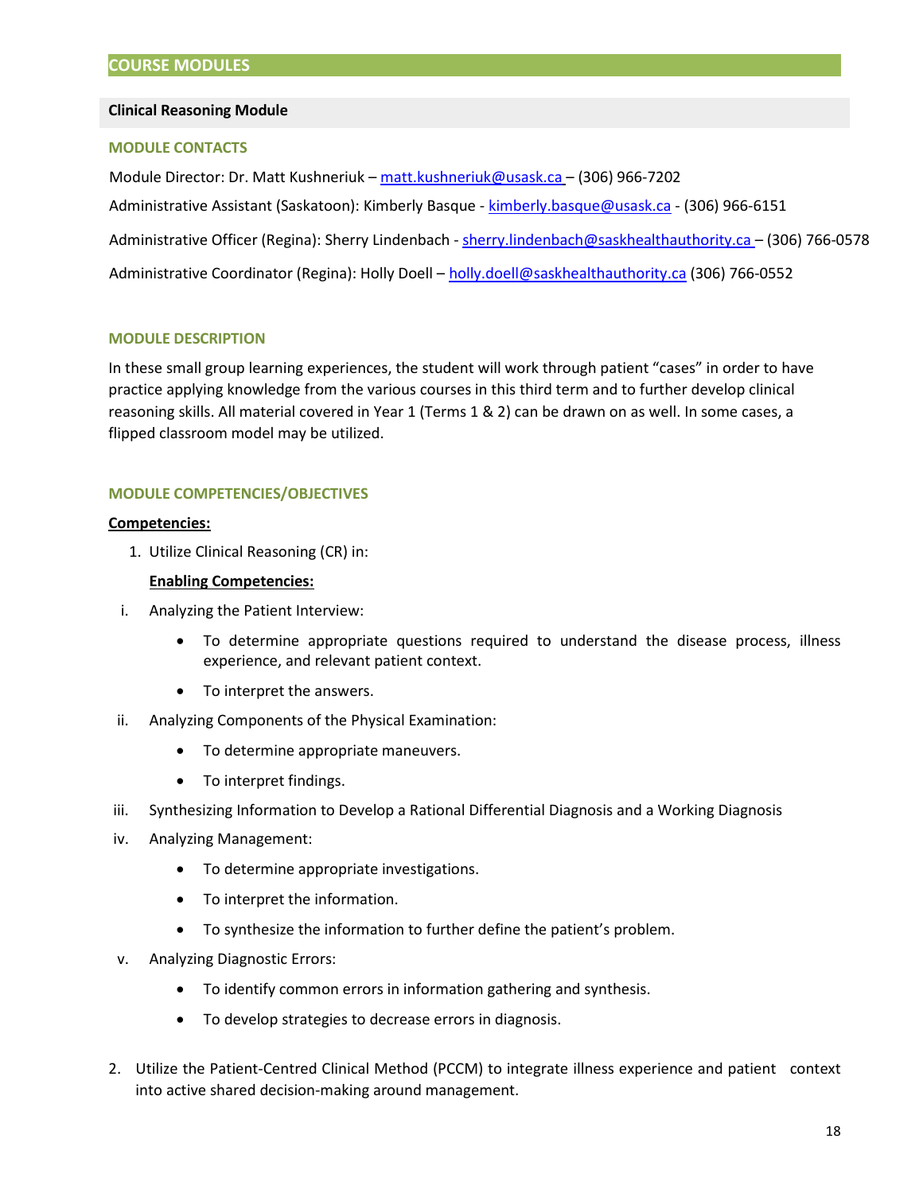## COURSE MODULES

### Clinical Reasoning Module

#### MODULE CONTACTS

Module Director: Dr. Matt Kushneriuk – matt.kushneriuk@usask.ca – (306) 966-7202

Administrative Assistant (Saskatoon): Kimberly Basque - kimberly.basque@usask.ca - (306) 966-6151

Administrative Officer (Regina): Sherry Lindenbach - sherry.lindenbach@saskhealthauthority.ca – (306) 766-0578

Administrative Coordinator (Regina): Holly Doell – holly.doell@saskhealthauthority.ca (306) 766-0552

#### MODULE DESCRIPTION

In these small group learning experiences, the student will work through patient "cases" in order to have practice applying knowledge from the various courses in this third term and to further develop clinical reasoning skills. All material covered in Year 1 (Terms 1 & 2) can be drawn on as well. In some cases, a flipped classroom model may be utilized.

#### MODULE COMPETENCIES/OBJECTIVES

**Competencies:**

1. Utilize Clinical Reasoning (CR) in:

   **Enabling Competencies:**

   i. Analyzing the Patient Interview:
      - To determine appropriate questions required to understand the disease process, illness experience, and relevant patient context.
      - To interpret the answers.

   ii. Analyzing Components of the Physical Examination:
      - To determine appropriate maneuvers.
      - To interpret findings.

   iii. Synthesizing Information to Develop a Rational Differential Diagnosis and a Working Diagnosis

   iv. Analyzing Management:
      - To determine appropriate investigations.
      - To interpret the information.
      - To synthesize the information to further define the patient's problem.

   v. Analyzing Diagnostic Errors:
      - To identify common errors in information gathering and synthesis.
      - To develop strategies to decrease errors in diagnosis.

2. Utilize the Patient-Centred Clinical Method (PCCM) to integrate illness experience and patient context into active shared decision-making around management.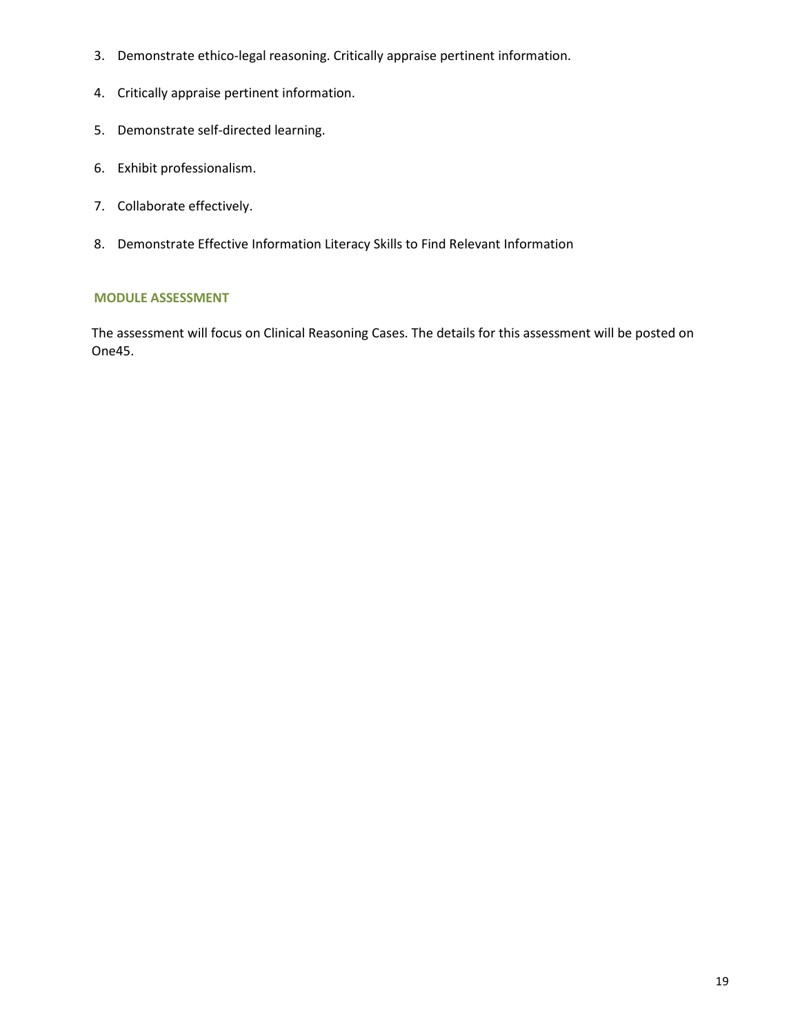3. Demonstrate ethico-legal reasoning. Critically appraise pertinent information.
4. Critically appraise pertinent information.
5. Demonstrate self-directed learning.
6. Exhibit professionalism.
7. Collaborate effectively.
8. Demonstrate Effective Information Literacy Skills to Find Relevant Information

## MODULE ASSESSMENT

The assessment will focus on Clinical Reasoning Cases. The details for this assessment will be posted on One45.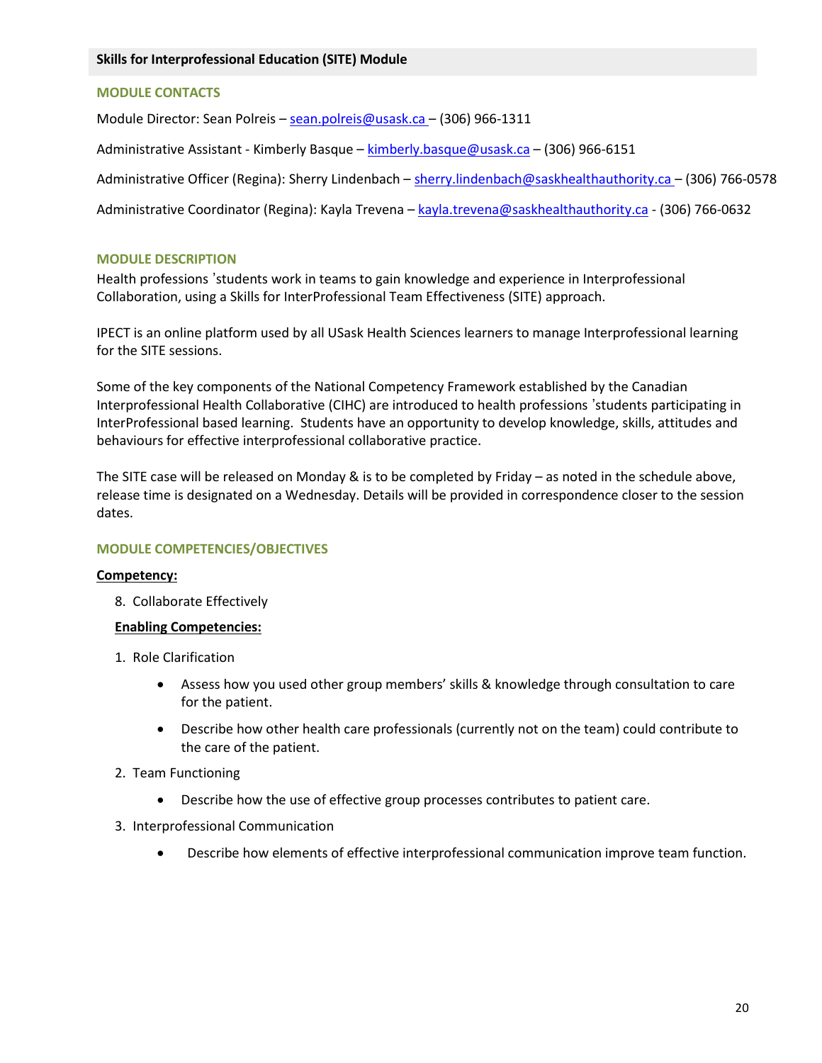## Skills for Interprofessional Education (SITE) Module

### MODULE CONTACTS

Module Director: Sean Polreis – sean.polreis@usask.ca – (306) 966-1311

Administrative Assistant - Kimberly Basque – kimberly.basque@usask.ca – (306) 966-6151

Administrative Officer (Regina): Sherry Lindenbach – sherry.lindenbach@saskhealthauthority.ca – (306) 766-0578

Administrative Coordinator (Regina): Kayla Trevena – kayla.trevena@saskhealthauthority.ca - (306) 766-0632

### MODULE DESCRIPTION

Health professions 'students work in teams to gain knowledge and experience in Interprofessional Collaboration, using a Skills for InterProfessional Team Effectiveness (SITE) approach.

IPECT is an online platform used by all USask Health Sciences learners to manage Interprofessional learning for the SITE sessions.

Some of the key components of the National Competency Framework established by the Canadian Interprofessional Health Collaborative (CIHC) are introduced to health professions 'students participating in InterProfessional based learning. Students have an opportunity to develop knowledge, skills, attitudes and behaviours for effective interprofessional collaborative practice.

The SITE case will be released on Monday & is to be completed by Friday – as noted in the schedule above, release time is designated on a Wednesday. Details will be provided in correspondence closer to the session dates.

### MODULE COMPETENCIES/OBJECTIVES

**Competency:**

8. Collaborate Effectively

**Enabling Competencies:**

1. Role Clarification
   - Assess how you used other group members' skills & knowledge through consultation to care for the patient.
   - Describe how other health care professionals (currently not on the team) could contribute to the care of the patient.
2. Team Functioning
   - Describe how the use of effective group processes contributes to patient care.
3. Interprofessional Communication
   - Describe how elements of effective interprofessional communication improve team function.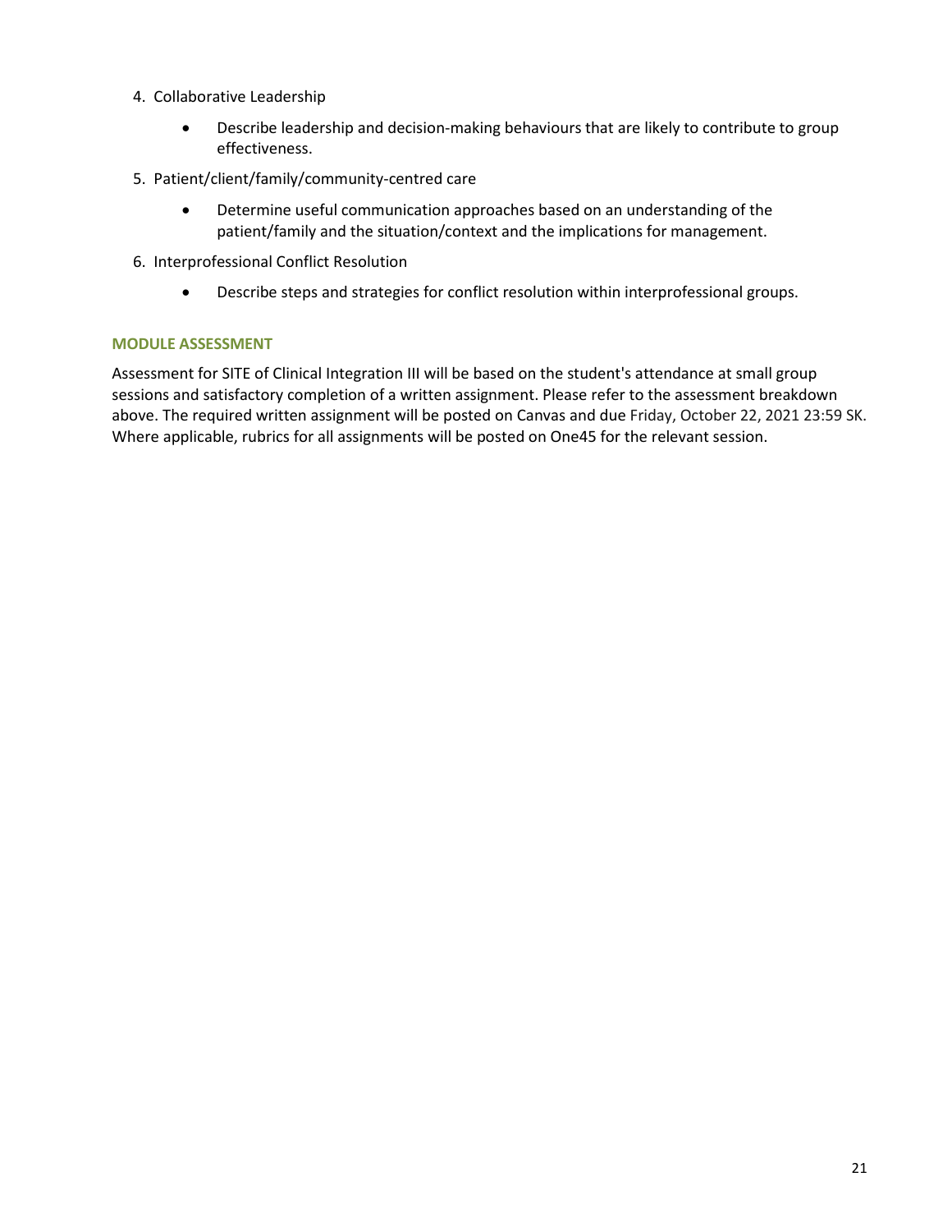4. Collaborative Leadership

    - Describe leadership and decision-making behaviours that are likely to contribute to group effectiveness.

5. Patient/client/family/community-centred care

    - Determine useful communication approaches based on an understanding of the patient/family and the situation/context and the implications for management.

6. Interprofessional Conflict Resolution

    - Describe steps and strategies for conflict resolution within interprofessional groups.

### MODULE ASSESSMENT

Assessment for SITE of Clinical Integration III will be based on the student's attendance at small group sessions and satisfactory completion of a written assignment. Please refer to the assessment breakdown above. The required written assignment will be posted on Canvas and due Friday, October 22, 2021 23:59 SK. Where applicable, rubrics for all assignments will be posted on One45 for the relevant session.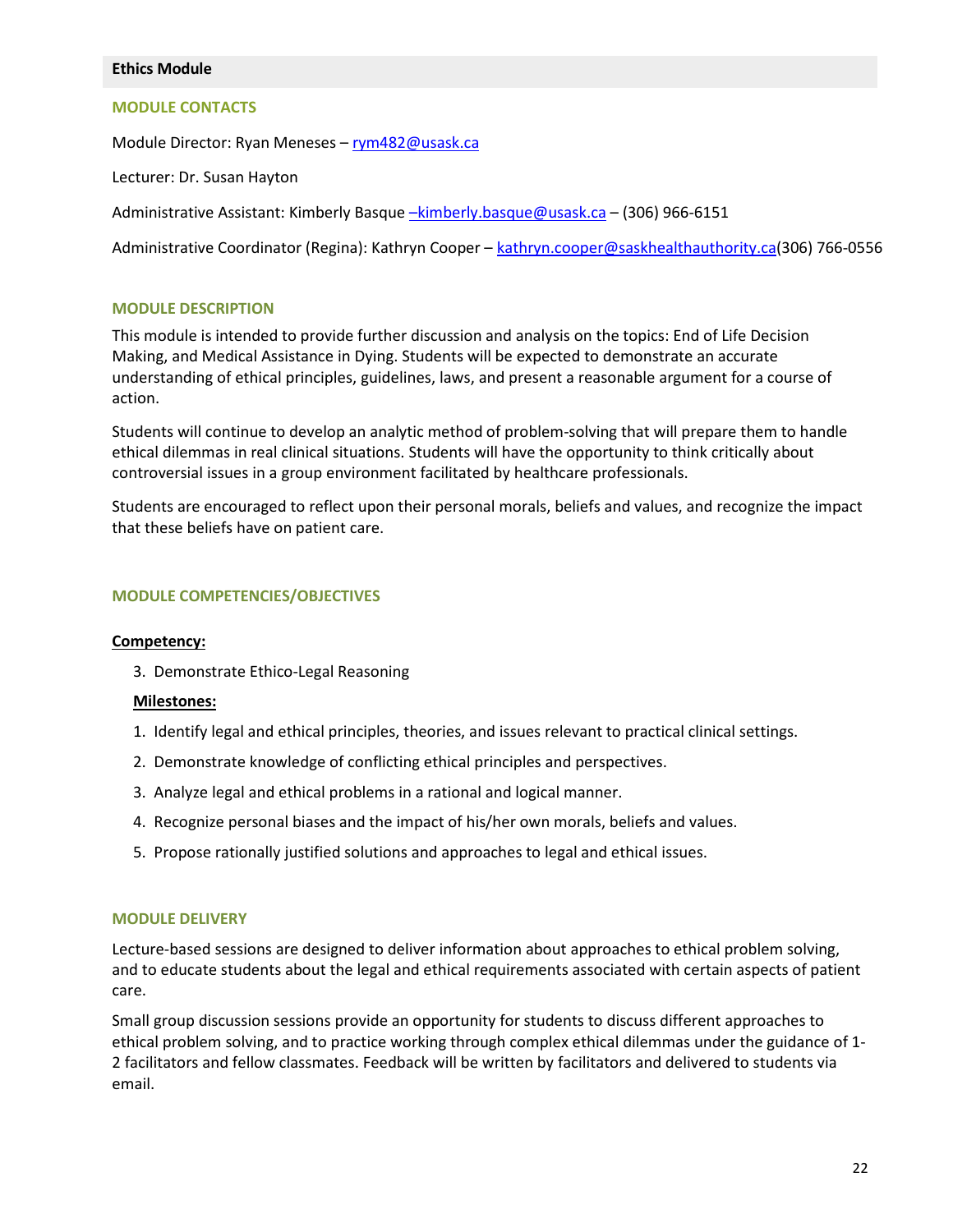## Ethics Module

### MODULE CONTACTS

Module Director: Ryan Meneses – rym482@usask.ca

Lecturer: Dr. Susan Hayton

Administrative Assistant: Kimberly Basque –kimberly.basque@usask.ca – (306) 966-6151

Administrative Coordinator (Regina): Kathryn Cooper – kathryn.cooper@saskhealthauthority.ca(306) 766-0556

### MODULE DESCRIPTION

This module is intended to provide further discussion and analysis on the topics: End of Life Decision Making, and Medical Assistance in Dying. Students will be expected to demonstrate an accurate understanding of ethical principles, guidelines, laws, and present a reasonable argument for a course of action.

Students will continue to develop an analytic method of problem-solving that will prepare them to handle ethical dilemmas in real clinical situations. Students will have the opportunity to think critically about controversial issues in a group environment facilitated by healthcare professionals.

Students are encouraged to reflect upon their personal morals, beliefs and values, and recognize the impact that these beliefs have on patient care.

### MODULE COMPETENCIES/OBJECTIVES

**Competency:**

3. Demonstrate Ethico-Legal Reasoning

**Milestones:**

1. Identify legal and ethical principles, theories, and issues relevant to practical clinical settings.
2. Demonstrate knowledge of conflicting ethical principles and perspectives.
3. Analyze legal and ethical problems in a rational and logical manner.
4. Recognize personal biases and the impact of his/her own morals, beliefs and values.
5. Propose rationally justified solutions and approaches to legal and ethical issues.

### MODULE DELIVERY

Lecture-based sessions are designed to deliver information about approaches to ethical problem solving, and to educate students about the legal and ethical requirements associated with certain aspects of patient care.

Small group discussion sessions provide an opportunity for students to discuss different approaches to ethical problem solving, and to practice working through complex ethical dilemmas under the guidance of 1-2 facilitators and fellow classmates. Feedback will be written by facilitators and delivered to students via email.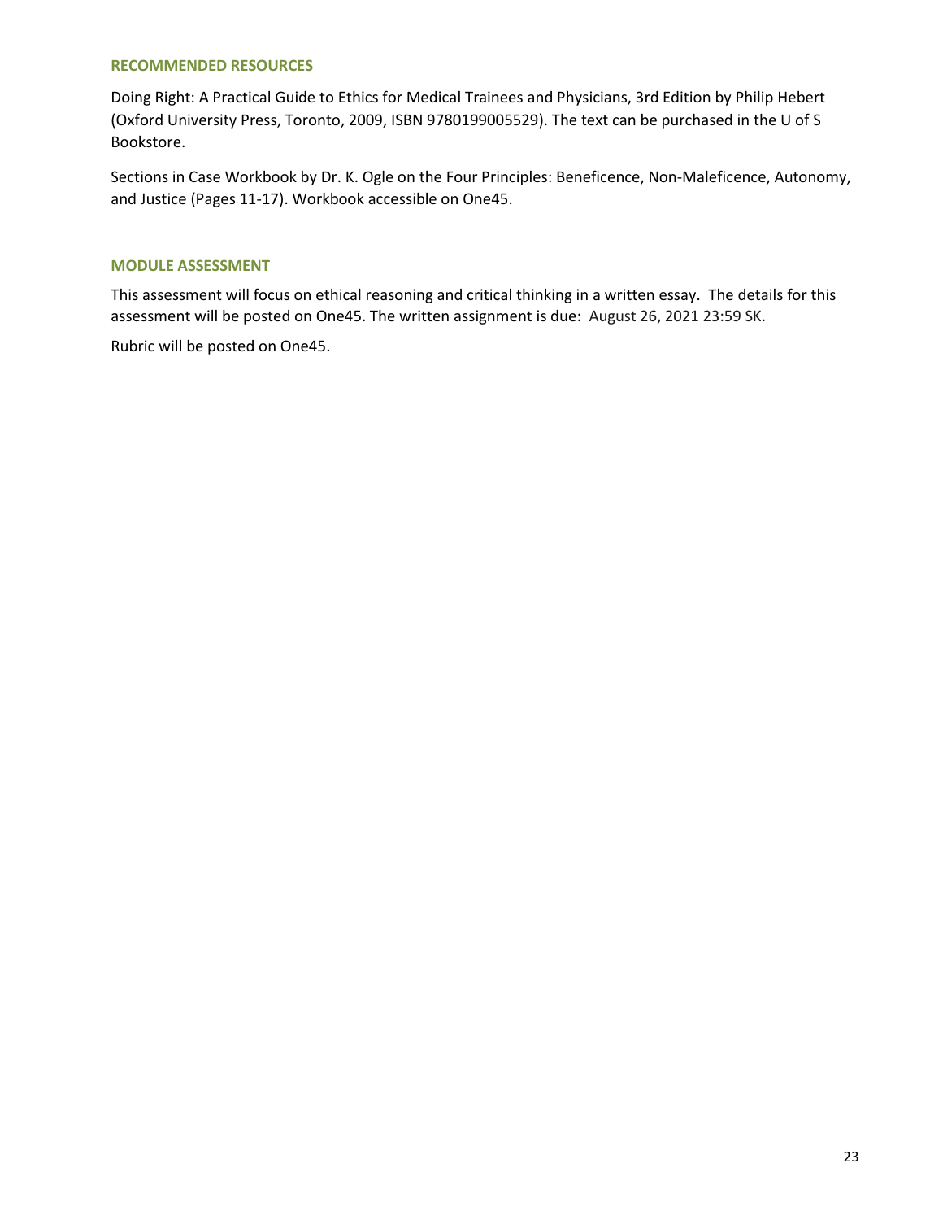## RECOMMENDED RESOURCES

Doing Right: A Practical Guide to Ethics for Medical Trainees and Physicians, 3rd Edition by Philip Hebert (Oxford University Press, Toronto, 2009, ISBN 9780199005529). The text can be purchased in the U of S Bookstore.

Sections in Case Workbook by Dr. K. Ogle on the Four Principles: Beneficence, Non-Maleficence, Autonomy, and Justice (Pages 11-17). Workbook accessible on One45.

## MODULE ASSESSMENT

This assessment will focus on ethical reasoning and critical thinking in a written essay. The details for this assessment will be posted on One45. The written assignment is due: August 26, 2021 23:59 SK.

Rubric will be posted on One45.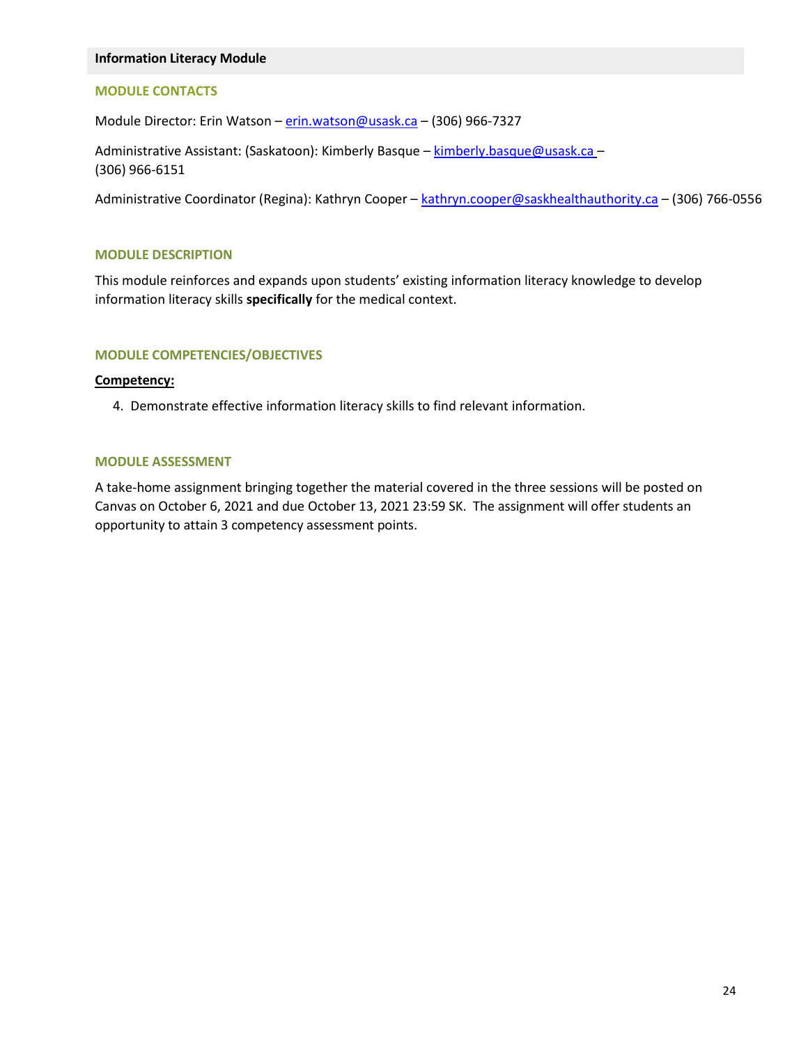## Information Literacy Module

### MODULE CONTACTS

Module Director: Erin Watson – erin.watson@usask.ca – (306) 966-7327

Administrative Assistant: (Saskatoon): Kimberly Basque – kimberly.basque@usask.ca – (306) 966-6151

Administrative Coordinator (Regina): Kathryn Cooper – kathryn.cooper@saskhealthauthority.ca – (306) 766-0556

### MODULE DESCRIPTION

This module reinforces and expands upon students' existing information literacy knowledge to develop information literacy skills **specifically** for the medical context.

### MODULE COMPETENCIES/OBJECTIVES

**Competency:**

4. Demonstrate effective information literacy skills to find relevant information.

### MODULE ASSESSMENT

A take-home assignment bringing together the material covered in the three sessions will be posted on Canvas on October 6, 2021 and due October 13, 2021 23:59 SK. The assignment will offer students an opportunity to attain 3 competency assessment points.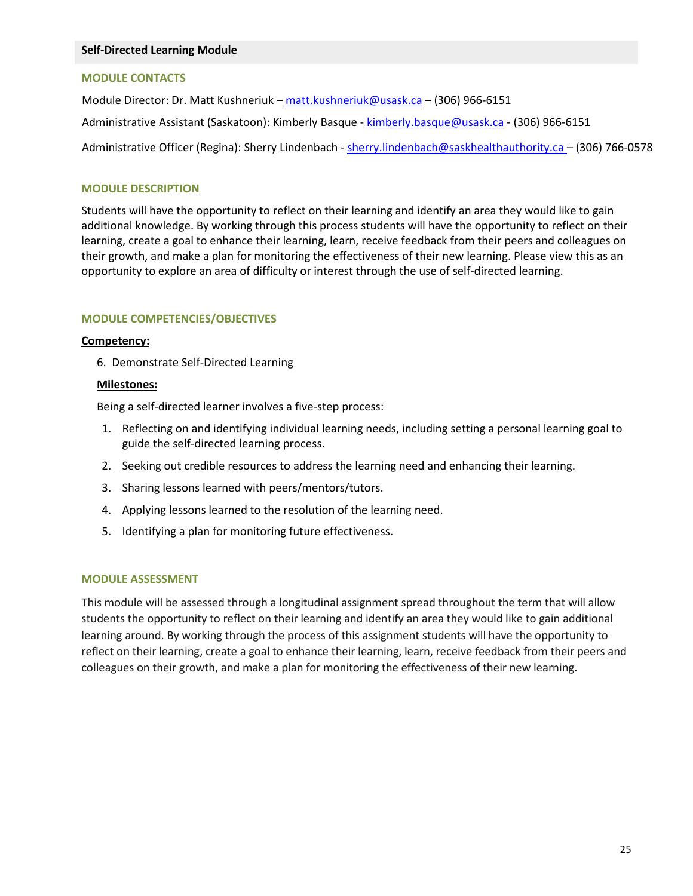## Self-Directed Learning Module

### MODULE CONTACTS

Module Director: Dr. Matt Kushneriuk – matt.kushneriuk@usask.ca – (306) 966-6151

Administrative Assistant (Saskatoon): Kimberly Basque - kimberly.basque@usask.ca - (306) 966-6151

Administrative Officer (Regina): Sherry Lindenbach - sherry.lindenbach@saskhealthauthority.ca – (306) 766-0578

### MODULE DESCRIPTION

Students will have the opportunity to reflect on their learning and identify an area they would like to gain additional knowledge. By working through this process students will have the opportunity to reflect on their learning, create a goal to enhance their learning, learn, receive feedback from their peers and colleagues on their growth, and make a plan for monitoring the effectiveness of their new learning. Please view this as an opportunity to explore an area of difficulty or interest through the use of self-directed learning.

### MODULE COMPETENCIES/OBJECTIVES

**Competency:**

6. Demonstrate Self-Directed Learning

**Milestones:**

Being a self-directed learner involves a five-step process:

1. Reflecting on and identifying individual learning needs, including setting a personal learning goal to guide the self-directed learning process.
2. Seeking out credible resources to address the learning need and enhancing their learning.
3. Sharing lessons learned with peers/mentors/tutors.
4. Applying lessons learned to the resolution of the learning need.
5. Identifying a plan for monitoring future effectiveness.

### MODULE ASSESSMENT

This module will be assessed through a longitudinal assignment spread throughout the term that will allow students the opportunity to reflect on their learning and identify an area they would like to gain additional learning around. By working through the process of this assignment students will have the opportunity to reflect on their learning, create a goal to enhance their learning, learn, receive feedback from their peers and colleagues on their growth, and make a plan for monitoring the effectiveness of their new learning.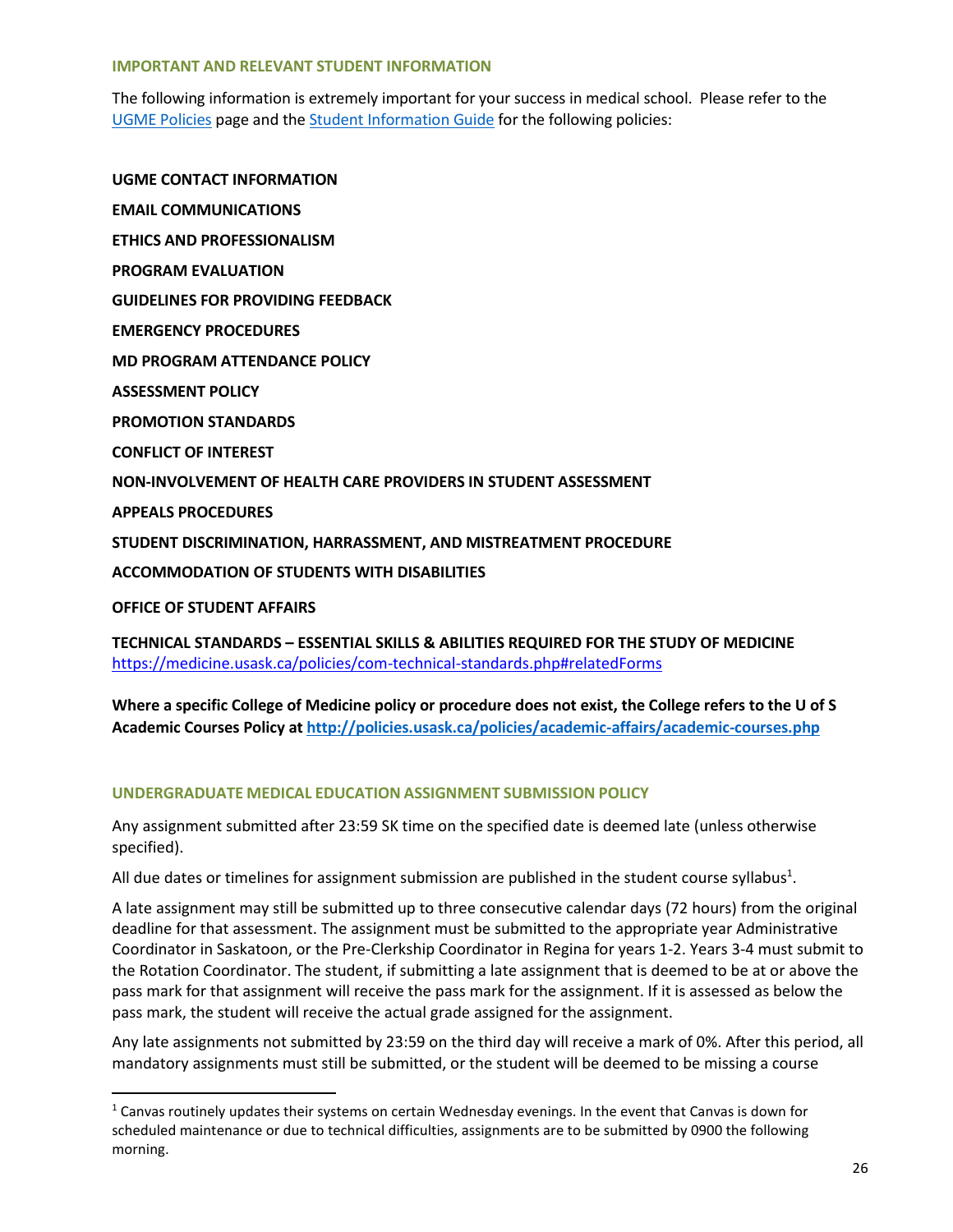## IMPORTANT AND RELEVANT STUDENT INFORMATION

The following information is extremely important for your success in medical school. Please refer to the [UGME Policies](#) page and the [Student Information Guide](#) for the following policies:

**UGME CONTACT INFORMATION**

**EMAIL COMMUNICATIONS**

**ETHICS AND PROFESSIONALISM**

**PROGRAM EVALUATION**

**GUIDELINES FOR PROVIDING FEEDBACK**

**EMERGENCY PROCEDURES**

**MD PROGRAM ATTENDANCE POLICY**

**ASSESSMENT POLICY**

**PROMOTION STANDARDS**

**CONFLICT OF INTEREST**

**NON-INVOLVEMENT OF HEALTH CARE PROVIDERS IN STUDENT ASSESSMENT**

**APPEALS PROCEDURES**

**STUDENT DISCRIMINATION, HARRASSMENT, AND MISTREATMENT PROCEDURE**

**ACCOMMODATION OF STUDENTS WITH DISABILITIES**

**OFFICE OF STUDENT AFFAIRS**

**TECHNICAL STANDARDS – ESSENTIAL SKILLS & ABILITIES REQUIRED FOR THE STUDY OF MEDICINE**
https://medicine.usask.ca/policies/com-technical-standards.php#relatedForms

**Where a specific College of Medicine policy or procedure does not exist, the College refers to the U of S Academic Courses Policy at http://policies.usask.ca/policies/academic-affairs/academic-courses.php**

## UNDERGRADUATE MEDICAL EDUCATION ASSIGNMENT SUBMISSION POLICY

Any assignment submitted after 23:59 SK time on the specified date is deemed late (unless otherwise specified).

All due dates or timelines for assignment submission are published in the student course syllabus[1].

A late assignment may still be submitted up to three consecutive calendar days (72 hours) from the original deadline for that assessment. The assignment must be submitted to the appropriate year Administrative Coordinator in Saskatoon, or the Pre-Clerkship Coordinator in Regina for years 1-2. Years 3-4 must submit to the Rotation Coordinator. The student, if submitting a late assignment that is deemed to be at or above the pass mark for that assignment will receive the pass mark for the assignment. If it is assessed as below the pass mark, the student will receive the actual grade assigned for the assignment.

Any late assignments not submitted by 23:59 on the third day will receive a mark of 0%. After this period, all mandatory assignments must still be submitted, or the student will be deemed to be missing a course

---

[1] Canvas routinely updates their systems on certain Wednesday evenings. In the event that Canvas is down for scheduled maintenance or due to technical difficulties, assignments are to be submitted by 0900 the following morning.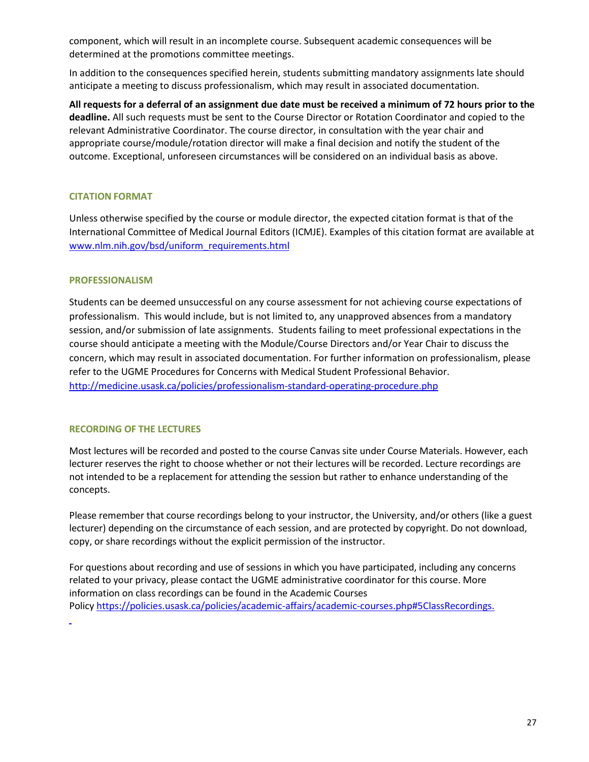component, which will result in an incomplete course. Subsequent academic consequences will be determined at the promotions committee meetings.

In addition to the consequences specified herein, students submitting mandatory assignments late should anticipate a meeting to discuss professionalism, which may result in associated documentation.

**All requests for a deferral of an assignment due date must be received a minimum of 72 hours prior to the deadline.** All such requests must be sent to the Course Director or Rotation Coordinator and copied to the relevant Administrative Coordinator. The course director, in consultation with the year chair and appropriate course/module/rotation director will make a final decision and notify the student of the outcome. Exceptional, unforeseen circumstances will be considered on an individual basis as above.

### CITATION FORMAT

Unless otherwise specified by the course or module director, the expected citation format is that of the International Committee of Medical Journal Editors (ICMJE). Examples of this citation format are available at [www.nlm.nih.gov/bsd/uniform_requirements.html](www.nlm.nih.gov/bsd/uniform_requirements.html)

### PROFESSIONALISM

Students can be deemed unsuccessful on any course assessment for not achieving course expectations of professionalism. This would include, but is not limited to, any unapproved absences from a mandatory session, and/or submission of late assignments. Students failing to meet professional expectations in the course should anticipate a meeting with the Module/Course Directors and/or Year Chair to discuss the concern, which may result in associated documentation. For further information on professionalism, please refer to the UGME Procedures for Concerns with Medical Student Professional Behavior. [http://medicine.usask.ca/policies/professionalism-standard-operating-procedure.php](http://medicine.usask.ca/policies/professionalism-standard-operating-procedure.php)

### RECORDING OF THE LECTURES

Most lectures will be recorded and posted to the course Canvas site under Course Materials. However, each lecturer reserves the right to choose whether or not their lectures will be recorded. Lecture recordings are not intended to be a replacement for attending the session but rather to enhance understanding of the concepts.

Please remember that course recordings belong to your instructor, the University, and/or others (like a guest lecturer) depending on the circumstance of each session, and are protected by copyright. Do not download, copy, or share recordings without the explicit permission of the instructor.

For questions about recording and use of sessions in which you have participated, including any concerns related to your privacy, please contact the UGME administrative coordinator for this course. More information on class recordings can be found in the Academic Courses Policy [https://policies.usask.ca/policies/academic-affairs/academic-courses.php#5ClassRecordings.](https://policies.usask.ca/policies/academic-affairs/academic-courses.php#5ClassRecordings)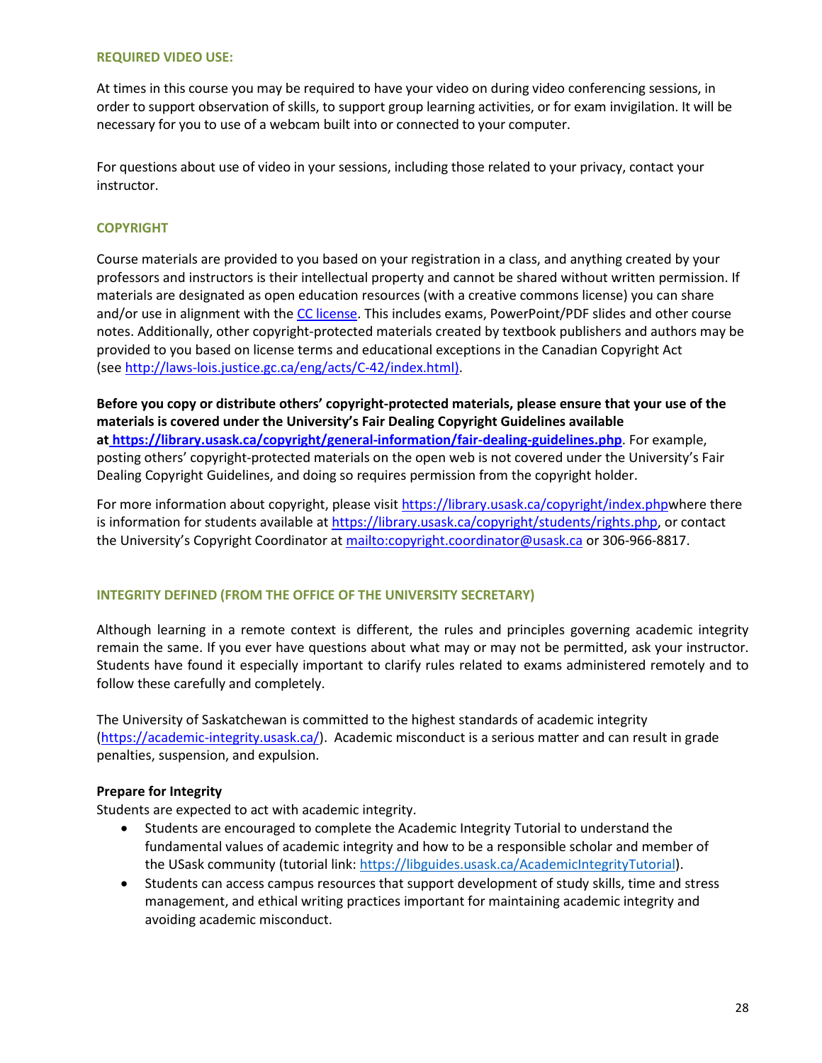### REQUIRED VIDEO USE:

At times in this course you may be required to have your video on during video conferencing sessions, in order to support observation of skills, to support group learning activities, or for exam invigilation. It will be necessary for you to use of a webcam built into or connected to your computer.

For questions about use of video in your sessions, including those related to your privacy, contact your instructor.

### COPYRIGHT

Course materials are provided to you based on your registration in a class, and anything created by your professors and instructors is their intellectual property and cannot be shared without written permission. If materials are designated as open education resources (with a creative commons license) you can share and/or use in alignment with the CC license. This includes exams, PowerPoint/PDF slides and other course notes. Additionally, other copyright-protected materials created by textbook publishers and authors may be provided to you based on license terms and educational exceptions in the Canadian Copyright Act (see http://laws-lois.justice.gc.ca/eng/acts/C-42/index.html).

**Before you copy or distribute others' copyright-protected materials, please ensure that your use of the materials is covered under the University's Fair Dealing Copyright Guidelines available at https://library.usask.ca/copyright/general-information/fair-dealing-guidelines.php**. For example, posting others' copyright-protected materials on the open web is not covered under the University's Fair Dealing Copyright Guidelines, and doing so requires permission from the copyright holder.

For more information about copyright, please visit https://library.usask.ca/copyright/index.phpwhere there is information for students available at https://library.usask.ca/copyright/students/rights.php, or contact the University's Copyright Coordinator at mailto:copyright.coordinator@usask.ca or 306-966-8817.

### INTEGRITY DEFINED (FROM THE OFFICE OF THE UNIVERSITY SECRETARY)

Although learning in a remote context is different, the rules and principles governing academic integrity remain the same. If you ever have questions about what may or may not be permitted, ask your instructor. Students have found it especially important to clarify rules related to exams administered remotely and to follow these carefully and completely.

The University of Saskatchewan is committed to the highest standards of academic integrity (https://academic-integrity.usask.ca/). Academic misconduct is a serious matter and can result in grade penalties, suspension, and expulsion.

**Prepare for Integrity**

Students are expected to act with academic integrity.

- Students are encouraged to complete the Academic Integrity Tutorial to understand the fundamental values of academic integrity and how to be a responsible scholar and member of the USask community (tutorial link: https://libguides.usask.ca/AcademicIntegrityTutorial).
- Students can access campus resources that support development of study skills, time and stress management, and ethical writing practices important for maintaining academic integrity and avoiding academic misconduct.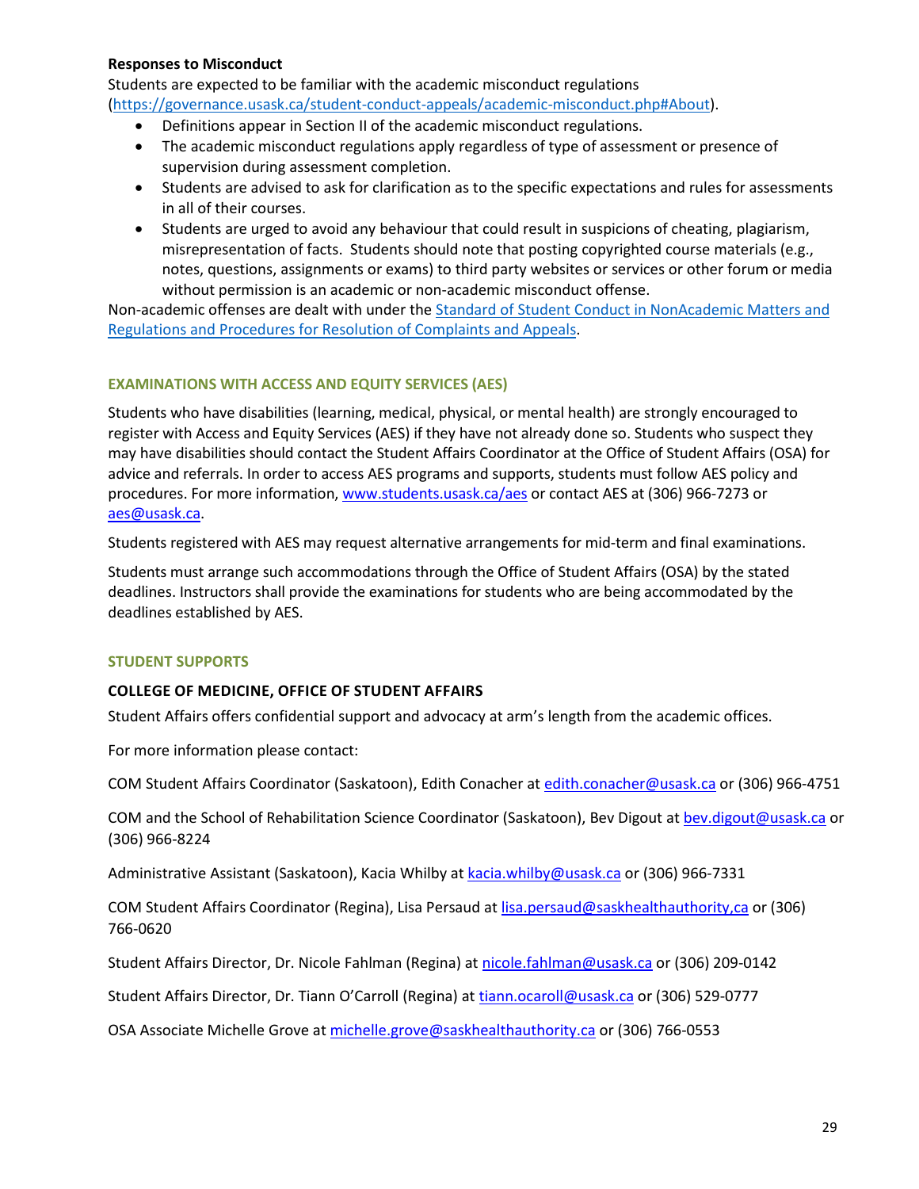**Responses to Misconduct**

Students are expected to be familiar with the academic misconduct regulations (https://governance.usask.ca/student-conduct-appeals/academic-misconduct.php#About).

- Definitions appear in Section II of the academic misconduct regulations.
- The academic misconduct regulations apply regardless of type of assessment or presence of supervision during assessment completion.
- Students are advised to ask for clarification as to the specific expectations and rules for assessments in all of their courses.
- Students are urged to avoid any behaviour that could result in suspicions of cheating, plagiarism, misrepresentation of facts. Students should note that posting copyrighted course materials (e.g., notes, questions, assignments or exams) to third party websites or services or other forum or media without permission is an academic or non-academic misconduct offense.

Non-academic offenses are dealt with under the Standard of Student Conduct in NonAcademic Matters and Regulations and Procedures for Resolution of Complaints and Appeals.

## EXAMINATIONS WITH ACCESS AND EQUITY SERVICES (AES)

Students who have disabilities (learning, medical, physical, or mental health) are strongly encouraged to register with Access and Equity Services (AES) if they have not already done so. Students who suspect they may have disabilities should contact the Student Affairs Coordinator at the Office of Student Affairs (OSA) for advice and referrals. In order to access AES programs and supports, students must follow AES policy and procedures. For more information, www.students.usask.ca/aes or contact AES at (306) 966-7273 or aes@usask.ca.

Students registered with AES may request alternative arrangements for mid-term and final examinations.

Students must arrange such accommodations through the Office of Student Affairs (OSA) by the stated deadlines. Instructors shall provide the examinations for students who are being accommodated by the deadlines established by AES.

## STUDENT SUPPORTS

### COLLEGE OF MEDICINE, OFFICE OF STUDENT AFFAIRS

Student Affairs offers confidential support and advocacy at arm's length from the academic offices.

For more information please contact:

COM Student Affairs Coordinator (Saskatoon), Edith Conacher at edith.conacher@usask.ca or (306) 966-4751

COM and the School of Rehabilitation Science Coordinator (Saskatoon), Bev Digout at bev.digout@usask.ca or (306) 966-8224

Administrative Assistant (Saskatoon), Kacia Whilby at kacia.whilby@usask.ca or (306) 966-7331

COM Student Affairs Coordinator (Regina), Lisa Persaud at lisa.persaud@saskhealthauthority,ca or (306) 766-0620

Student Affairs Director, Dr. Nicole Fahlman (Regina) at nicole.fahlman@usask.ca or (306) 209-0142

Student Affairs Director, Dr. Tiann O'Carroll (Regina) at tiann.ocaroll@usask.ca or (306) 529-0777

OSA Associate Michelle Grove at michelle.grove@saskhealthauthority.ca or (306) 766-0553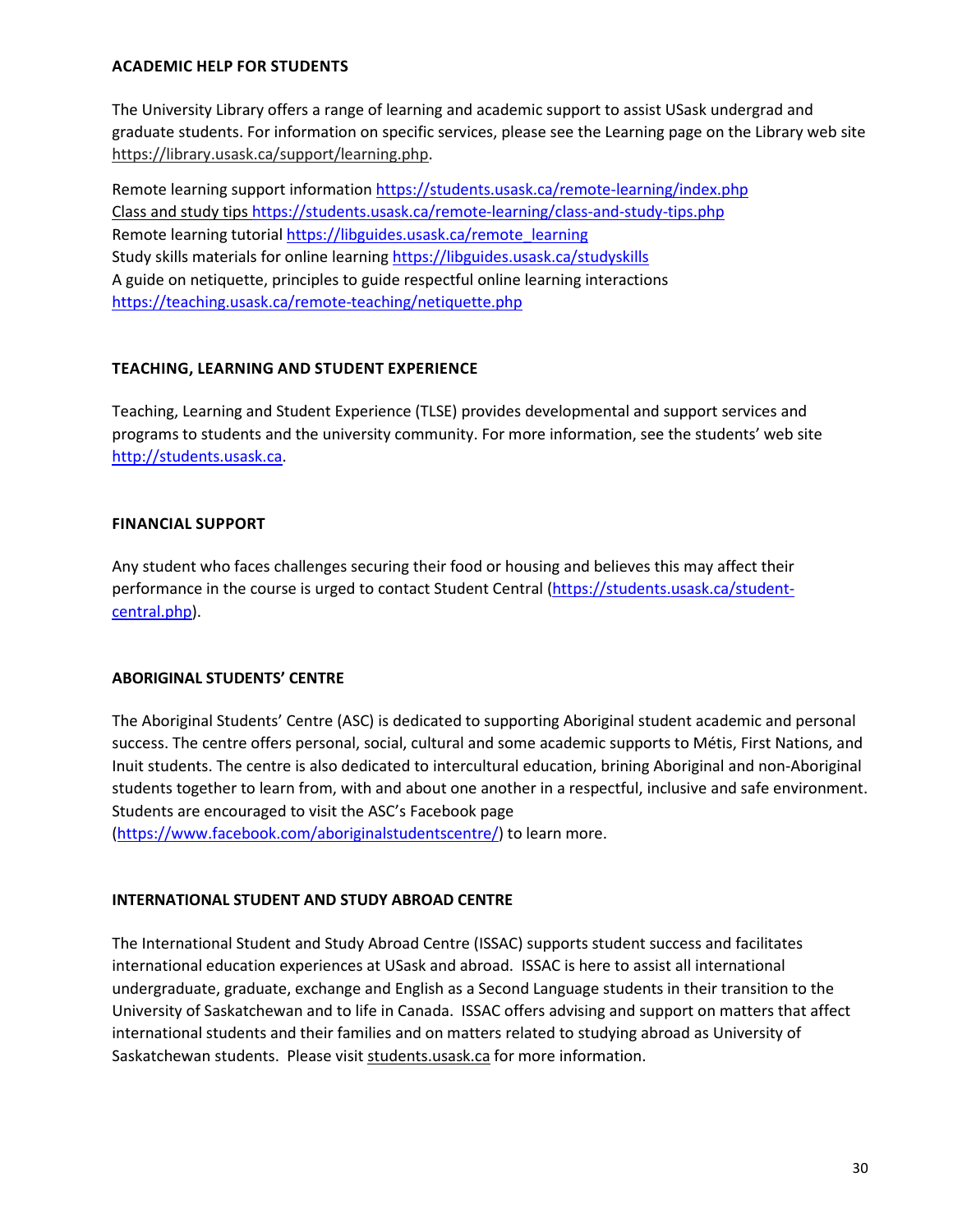## ACADEMIC HELP FOR STUDENTS

The University Library offers a range of learning and academic support to assist USask undergrad and graduate students. For information on specific services, please see the Learning page on the Library web site https://library.usask.ca/support/learning.php.

Remote learning support information https://students.usask.ca/remote-learning/index.php
Class and study tips https://students.usask.ca/remote-learning/class-and-study-tips.php
Remote learning tutorial https://libguides.usask.ca/remote_learning
Study skills materials for online learning https://libguides.usask.ca/studyskills
A guide on netiquette, principles to guide respectful online learning interactions
https://teaching.usask.ca/remote-teaching/netiquette.php

## TEACHING, LEARNING AND STUDENT EXPERIENCE

Teaching, Learning and Student Experience (TLSE) provides developmental and support services and programs to students and the university community. For more information, see the students' web site http://students.usask.ca.

## FINANCIAL SUPPORT

Any student who faces challenges securing their food or housing and believes this may affect their performance in the course is urged to contact Student Central (https://students.usask.ca/student-central.php).

## ABORIGINAL STUDENTS' CENTRE

The Aboriginal Students' Centre (ASC) is dedicated to supporting Aboriginal student academic and personal success. The centre offers personal, social, cultural and some academic supports to Métis, First Nations, and Inuit students. The centre is also dedicated to intercultural education, brining Aboriginal and non-Aboriginal students together to learn from, with and about one another in a respectful, inclusive and safe environment. Students are encouraged to visit the ASC's Facebook page (https://www.facebook.com/aboriginalstudentscentre/) to learn more.

## INTERNATIONAL STUDENT AND STUDY ABROAD CENTRE

The International Student and Study Abroad Centre (ISSAC) supports student success and facilitates international education experiences at USask and abroad. ISSAC is here to assist all international undergraduate, graduate, exchange and English as a Second Language students in their transition to the University of Saskatchewan and to life in Canada. ISSAC offers advising and support on matters that affect international students and their families and on matters related to studying abroad as University of Saskatchewan students. Please visit students.usask.ca for more information.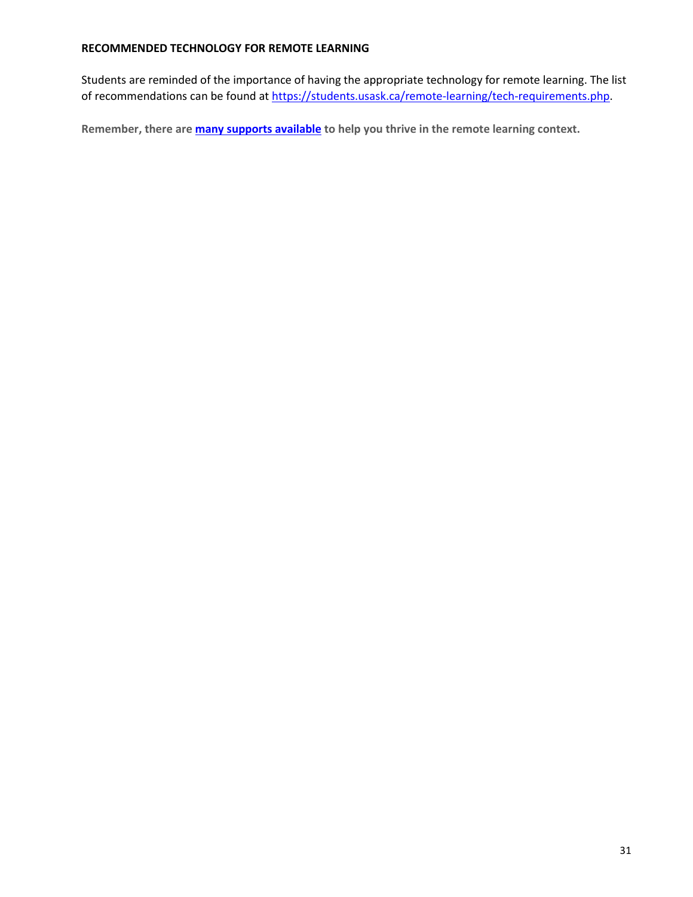**RECOMMENDED TECHNOLOGY FOR REMOTE LEARNING**

Students are reminded of the importance of having the appropriate technology for remote learning. The list of recommendations can be found at https://students.usask.ca/remote-learning/tech-requirements.php.

**Remember, there are many supports available to help you thrive in the remote learning context.**